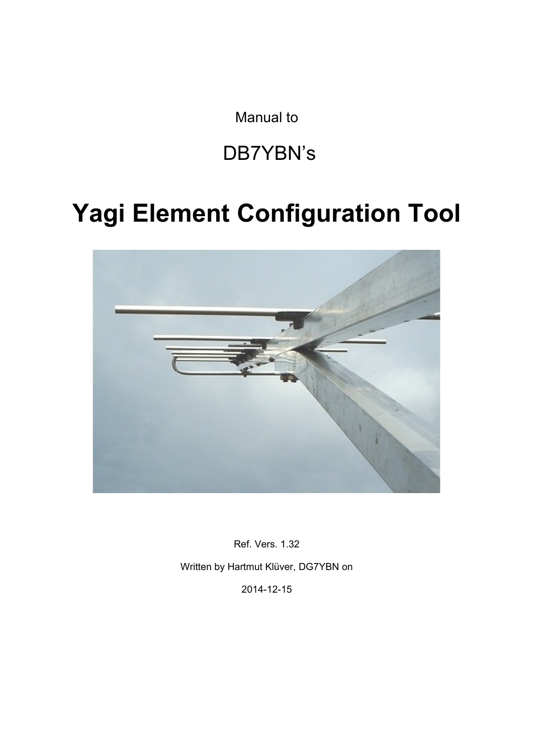Manual to

DB7YBN's

# Yagi Element Configuration Tool

Ref. Vers. 1.32

Written by Hartmut Klüver, DG7YBN on

2014-12-15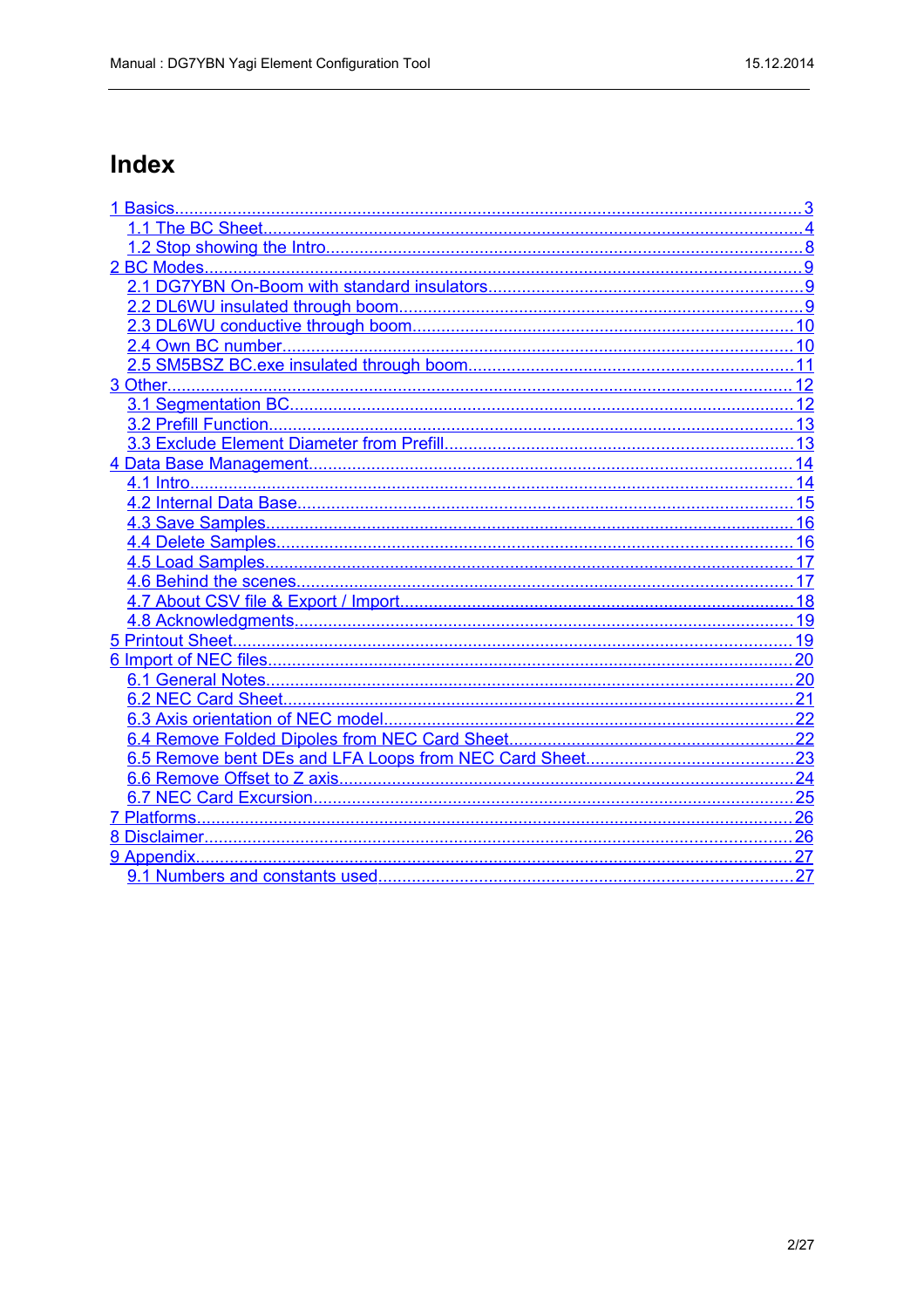# Index

- 1 Basics ... 3
  - 1.1 The BC Sheet ... 4
  - 1.2 Stop showing the Intro ... 8
- 2 BC Modes ... 9
  - 2.1 DG7YBN On-Boom with standard insulators ... 9
  - 2.2 DL6WU insulated through boom ... 9
  - 2.3 DL6WU conductive through boom ... 10
  - 2.4 Own BC number ... 10
  - 2.5 SM5BSZ BC.exe insulated through boom ... 11
- 3 Other ... 12
  - 3.1 Segmentation BC ... 12
  - 3.2 Prefill Function ... 13
  - 3.3 Exclude Element Diameter from Prefill ... 13
- 4 Data Base Management ... 14
  - 4.1 Intro ... 14
  - 4.2 Internal Data Base ... 15
  - 4.3 Save Samples ... 16
  - 4.4 Delete Samples ... 16
  - 4.5 Load Samples ... 17
  - 4.6 Behind the scenes ... 17
  - 4.7 About CSV file & Export / Import ... 18
  - 4.8 Acknowledgments ... 19
- 5 Printout Sheet ... 19
- 6 Import of NEC files ... 20
  - 6.1 General Notes ... 20
  - 6.2 NEC Card Sheet ... 21
  - 6.3 Axis orientation of NEC model ... 22
  - 6.4 Remove Folded Dipoles from NEC Card Sheet ... 22
  - 6.5 Remove bent DEs and LFA Loops from NEC Card Sheet ... 23
  - 6.6 Remove Offset to Z axis ... 24
  - 6.7 NEC Card Excursion ... 25
- 7 Platforms ... 26
- 8 Disclaimer ... 26
- 9 Appendix ... 27
  - 9.1 Numbers and constants used ... 27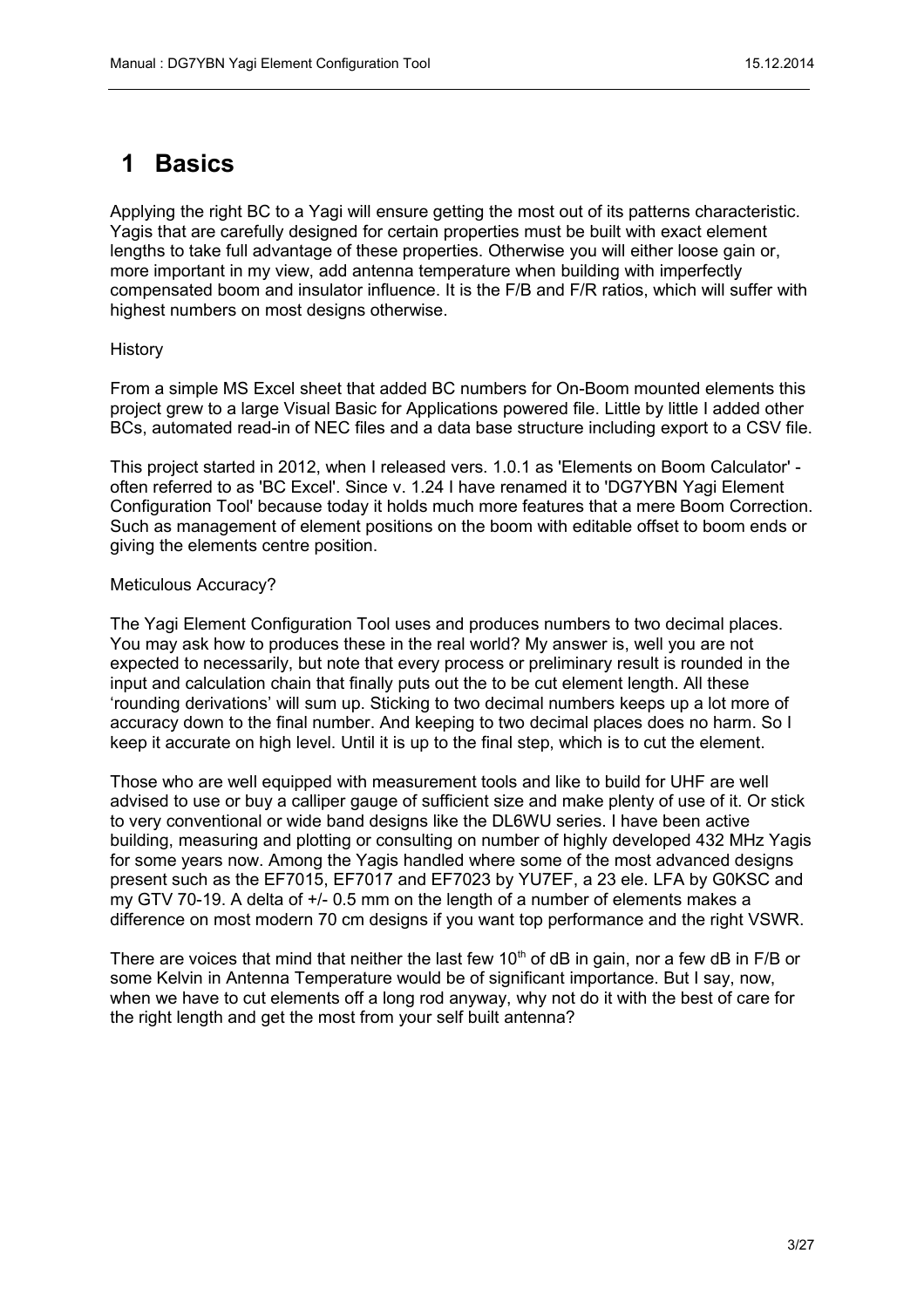# 1 Basics

Applying the right BC to a Yagi will ensure getting the most out of its patterns characteristic. Yagis that are carefully designed for certain properties must be built with exact element lengths to take full advantage of these properties. Otherwise you will either loose gain or, more important in my view, add antenna temperature when building with imperfectly compensated boom and insulator influence. It is the F/B and F/R ratios, which will suffer with highest numbers on most designs otherwise.

History

From a simple MS Excel sheet that added BC numbers for On-Boom mounted elements this project grew to a large Visual Basic for Applications powered file. Little by little I added other BCs, automated read-in of NEC files and a data base structure including export to a CSV file.

This project started in 2012, when I released vers. 1.0.1 as 'Elements on Boom Calculator' - often referred to as 'BC Excel'. Since v. 1.24 I have renamed it to 'DG7YBN Yagi Element Configuration Tool' because today it holds much more features that a mere Boom Correction. Such as management of element positions on the boom with editable offset to boom ends or giving the elements centre position.

Meticulous Accuracy?

The Yagi Element Configuration Tool uses and produces numbers to two decimal places. You may ask how to produces these in the real world? My answer is, well you are not expected to necessarily, but note that every process or preliminary result is rounded in the input and calculation chain that finally puts out the to be cut element length. All these 'rounding derivations' will sum up. Sticking to two decimal numbers keeps up a lot more of accuracy down to the final number. And keeping to two decimal places does no harm. So I keep it accurate on high level. Until it is up to the final step, which is to cut the element.

Those who are well equipped with measurement tools and like to build for UHF are well advised to use or buy a calliper gauge of sufficient size and make plenty of use of it. Or stick to very conventional or wide band designs like the DL6WU series. I have been active building, measuring and plotting or consulting on number of highly developed 432 MHz Yagis for some years now. Among the Yagis handled where some of the most advanced designs present such as the EF7015, EF7017 and EF7023 by YU7EF, a 23 ele. LFA by G0KSC and my GTV 70-19. A delta of +/- 0.5 mm on the length of a number of elements makes a difference on most modern 70 cm designs if you want top performance and the right VSWR.

There are voices that mind that neither the last few $10^{th}$ of dB in gain, nor a few dB in F/B or some Kelvin in Antenna Temperature would be of significant importance. But I say, now, when we have to cut elements off a long rod anyway, why not do it with the best of care for the right length and get the most from your self built antenna?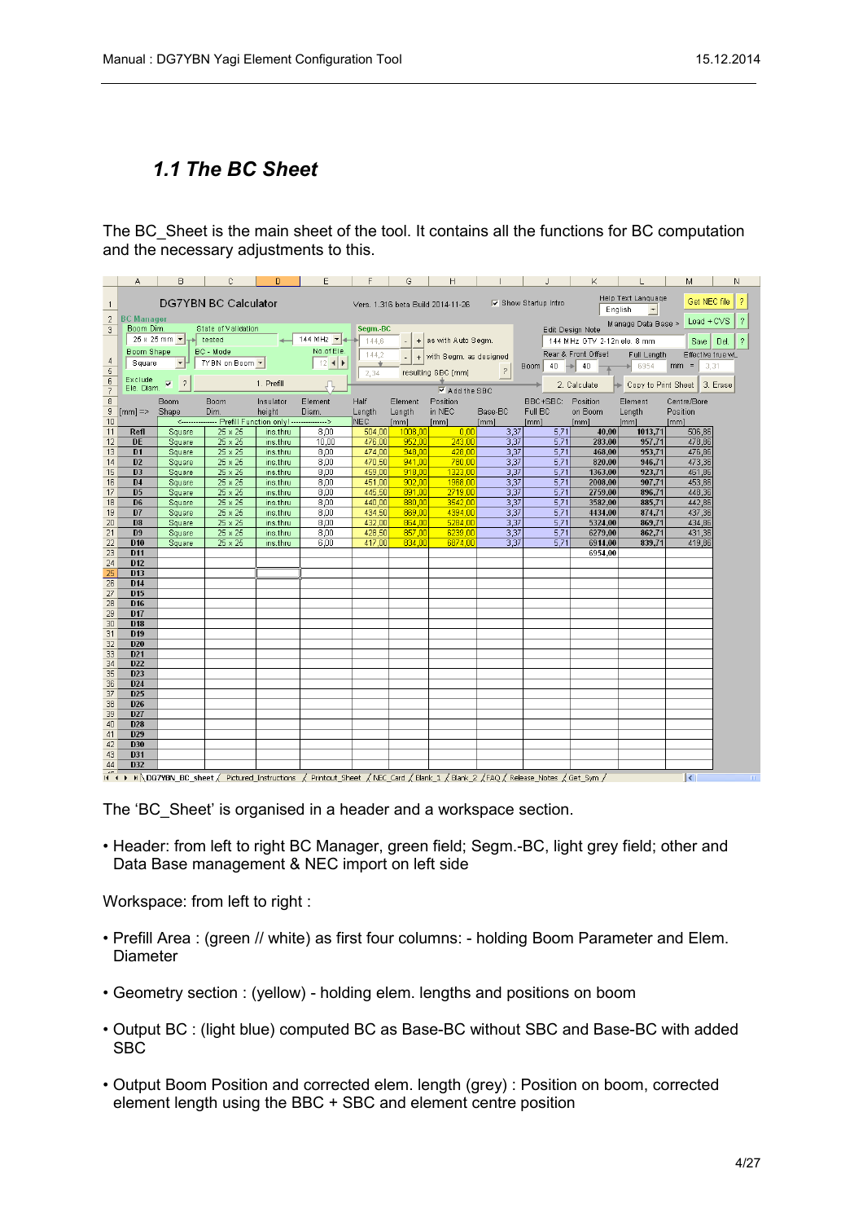## *1.1 The BC Sheet*

The BC_Sheet is the main sheet of the tool. It contains all the functions for BC computation and the necessary adjustments to this.

| | Boom Shape | Boom Dim. | Insulator height | Element Diam. | Half Length NEC | Element Length [mm] | Position in NEC [mm] | Base-BC [mm] | BBC+SBC: Full BC [mm] | Position on Boom [mm] | Element Length [mm] | Centre/Bore Position [mm] |
|---|---|---|---|---|---|---|---|---|---|---|---|---|
| Refl | Square | 25 x 25 | ins.thru | 8,00 | 504,00 | 1008,00 | 0,00 | 3,37 | 5,71 | 40,00 | 1013,71 | 506,86 |
| DE | Square | 25 x 25 | ins.thru | 10,00 | 476,00 | 952,00 | 243,00 | 3,37 | 5,71 | 283,00 | 957,71 | 478,86 |
| D1 | Square | 25 x 25 | ins.thru | 8,00 | 474,00 | 948,00 | 428,00 | 3,37 | 5,71 | 468,00 | 953,71 | 476,86 |
| D2 | Square | 25 x 25 | ins.thru | 8,00 | 470,50 | 941,00 | 780,00 | 3,37 | 5,71 | 820,00 | 946,71 | 473,36 |
| D3 | Square | 25 x 25 | ins.thru | 8,00 | 459,00 | 918,00 | 1323,00 | 3,37 | 5,71 | 1363,00 | 923,71 | 461,86 |
| D4 | Square | 25 x 25 | ins.thru | 8,00 | 451,00 | 902,00 | 1968,00 | 3,37 | 5,71 | 2008,00 | 907,71 | 453,86 |
| D5 | Square | 25 x 25 | ins.thru | 8,00 | 445,50 | 891,00 | 2719,00 | 3,37 | 5,71 | 2759,00 | 896,71 | 448,36 |
| D6 | Square | 25 x 25 | ins.thru | 8,00 | 440,00 | 880,00 | 3542,00 | 3,37 | 5,71 | 3582,00 | 885,71 | 442,86 |
| D7 | Square | 25 x 25 | ins.thru | 8,00 | 434,50 | 869,00 | 4394,00 | 3,37 | 5,71 | 4434,00 | 874,71 | 437,36 |
| D8 | Square | 25 x 25 | ins.thru | 8,00 | 432,00 | 864,00 | 5284,00 | 3,37 | 5,71 | 5324,00 | 869,71 | 434,86 |
| D9 | Square | 25 x 25 | ins.thru | 8,00 | 428,50 | 857,00 | 6239,00 | 3,37 | 5,71 | 6279,00 | 862,71 | 431,36 |
| D10 | Square | 25 x 25 | ins.thru | 6,00 | 417,00 | 834,00 | 6874,00 | 3,37 | 5,71 | 6914,00 | 839,71 | 419,86 |
| D11 | | | | | | | | | | 6954,00 | | |

The 'BC_Sheet' is organised in a header and a workspace section.

- Header: from left to right BC Manager, green field; Segm.-BC, light grey field; other and Data Base management & NEC import on left side

Workspace: from left to right :

- Prefill Area : (green // white) as first four columns: - holding Boom Parameter and Elem. Diameter
- Geometry section : (yellow) - holding elem. lengths and positions on boom
- Output BC : (light blue) computed BC as Base-BC without SBC and Base-BC with added SBC
- Output Boom Position and corrected elem. length (grey) : Position on boom, corrected element length using the BBC + SBC and element centre position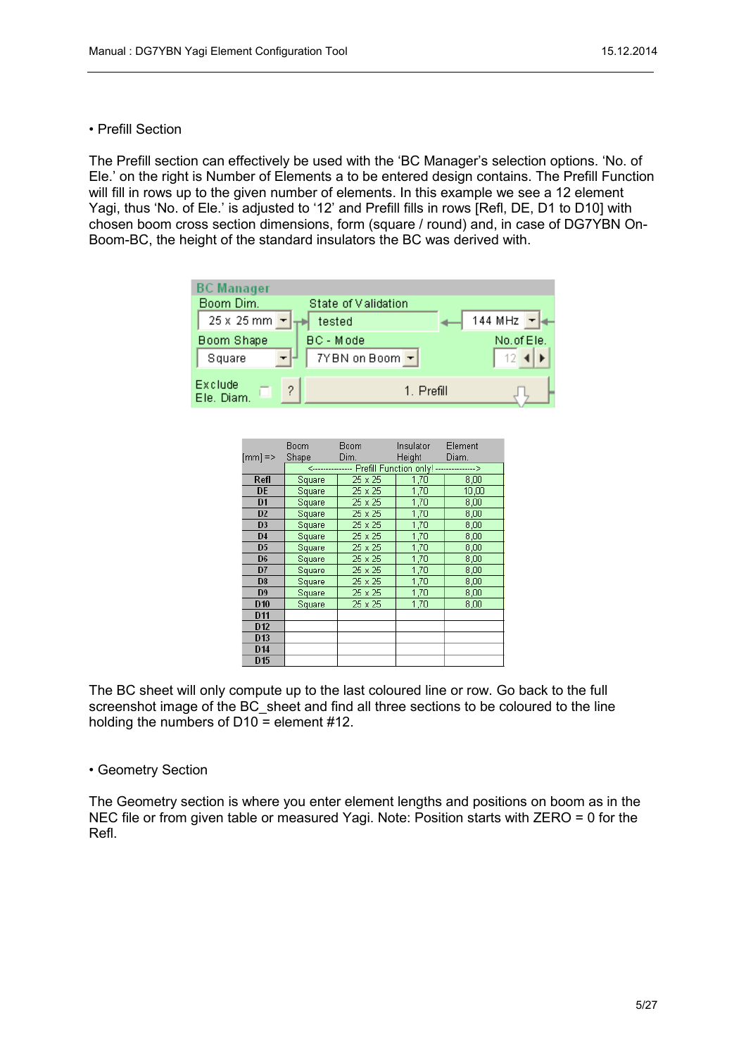• Prefill Section

The Prefill section can effectively be used with the 'BC Manager's selection options. 'No. of Ele.' on the right is Number of Elements a to be entered design contains. The Prefill Function will fill in rows up to the given number of elements. In this example we see a 12 element Yagi, thus 'No. of Ele.' is adjusted to '12' and Prefill fills in rows [Refl, DE, D1 to D10] with chosen boom cross section dimensions, form (square / round) and, in case of DG7YBN On-Boom-BC, the height of the standard insulators the BC was derived with.

| BC Manager | | |
|---|---|---|
| Boom Dim. | State of Validation | |
| 25 x 25 mm | tested | 144 MHz |
| Boom Shape | BC - Mode | No.of Ele. |
| Square | 7YBN on Boom | 12 |
| Exclude Ele. Diam. | ? | 1. Prefill |

| [mm] => | Boom Shape | Boom Dim. | Insulator Height | Element Diam. |
|---|---|---|---|---|
| | <-------------- Prefill Function only! --------------> | | | |
| Refl | Square | 25 x 25 | 1,70 | 8,00 |
| DE | Square | 25 x 25 | 1,70 | 10,00 |
| D1 | Square | 25 x 25 | 1,70 | 8,00 |
| D2 | Square | 25 x 25 | 1,70 | 8,00 |
| D3 | Square | 25 x 25 | 1,70 | 8,00 |
| D4 | Square | 25 x 25 | 1,70 | 8,00 |
| D5 | Square | 25 x 25 | 1,70 | 8,00 |
| D6 | Square | 25 x 25 | 1,70 | 8,00 |
| D7 | Square | 25 x 25 | 1,70 | 8,00 |
| D8 | Square | 25 x 25 | 1,70 | 8,00 |
| D9 | Square | 25 x 25 | 1,70 | 8,00 |
| D10 | Square | 25 x 25 | 1,70 | 8,00 |
| D11 | | | | |
| D12 | | | | |
| D13 | | | | |
| D14 | | | | |
| D15 | | | | |

The BC sheet will only compute up to the last coloured line or row. Go back to the full screenshot image of the BC_sheet and find all three sections to be coloured to the line holding the numbers of D10 = element #12.

• Geometry Section

The Geometry section is where you enter element lengths and positions on boom as in the NEC file or from given table or measured Yagi. Note: Position starts with ZERO = 0 for the Refl.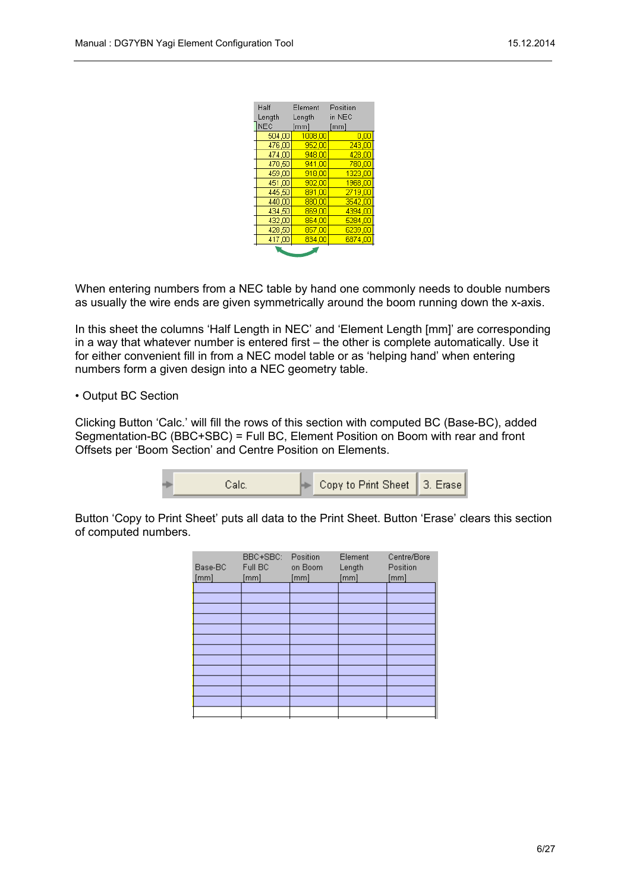| Half Length NEC | Element Length [mm] | Position in NEC [mm] |
|---|---|---|
| 504,00 | 1008,00 | 0,00 |
| 476,00 | 952,00 | 243,00 |
| 474,00 | 948,00 | 428,00 |
| 470,50 | 941,00 | 780,00 |
| 459,00 | 918,00 | 1323,00 |
| 451,00 | 902,00 | 1968,00 |
| 445,50 | 891,00 | 2719,00 |
| 440,00 | 880,00 | 3542,00 |
| 434,50 | 869,00 | 4394,00 |
| 432,00 | 864,00 | 5284,00 |
| 428,50 | 857,00 | 6239,00 |
| 417,00 | 834,00 | 6874,00 |

When entering numbers from a NEC table by hand one commonly needs to double numbers as usually the wire ends are given symmetrically around the boom running down the x-axis.

In this sheet the columns 'Half Length in NEC' and 'Element Length [mm]' are corresponding in a way that whatever number is entered first – the other is complete automatically. Use it for either convenient fill in from a NEC model table or as 'helping hand' when entering numbers form a given design into a NEC geometry table.

• Output BC Section

Clicking Button 'Calc.' will fill the rows of this section with computed BC (Base-BC), added Segmentation-BC (BBC+SBC) = Full BC, Element Position on Boom with rear and front Offsets per 'Boom Section' and Centre Position on Elements.

Calc. | Copy to Print Sheet | 3. Erase

Button 'Copy to Print Sheet' puts all data to the Print Sheet. Button 'Erase' clears this section of computed numbers.

| Base-BC [mm] | BBC+SBC: Full BC [mm] | Position on Boom [mm] | Element Length [mm] | Centre/Bore Position [mm] |
|---|---|---|---|---|
| | | | | |
| | | | | |
| | | | | |
| | | | | |
| | | | | |
| | | | | |
| | | | | |
| | | | | |
| | | | | |
| | | | | |
| | | | | |
| | | | | |
| | | | | |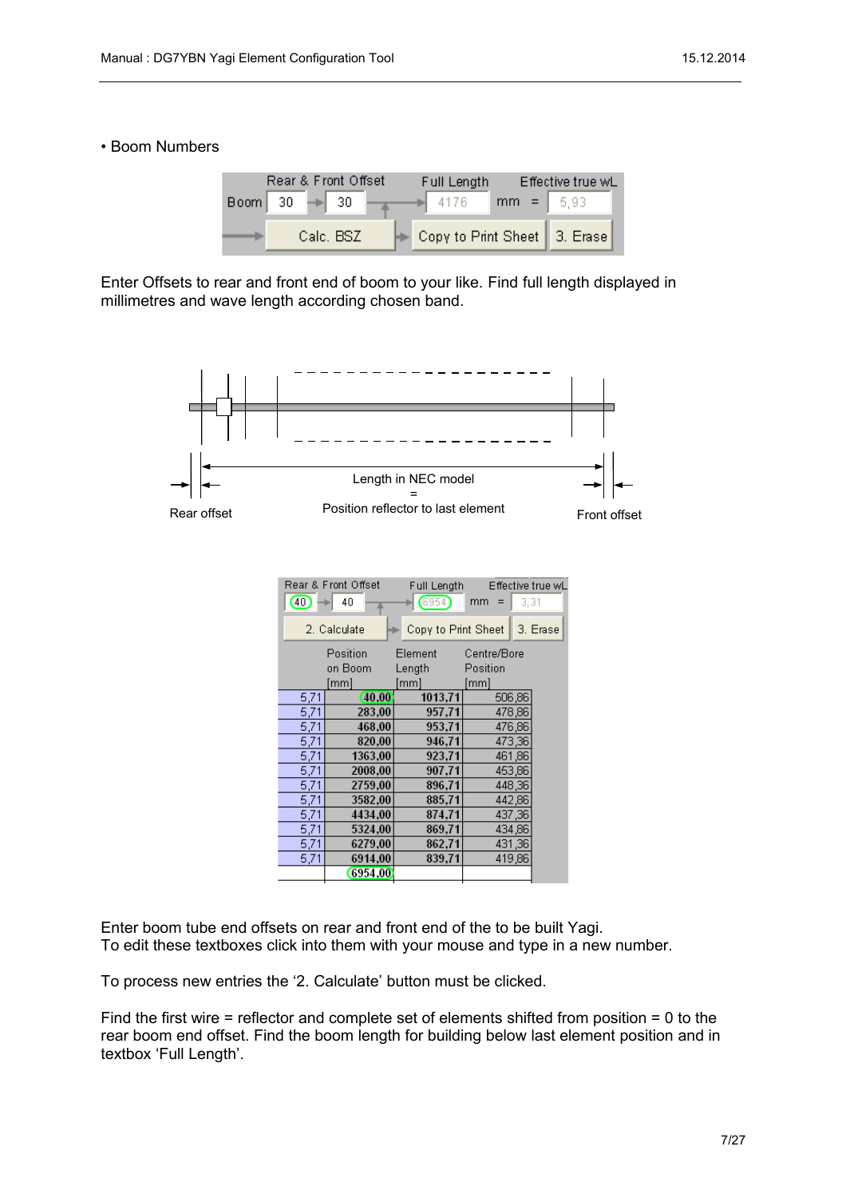• Boom Numbers

| | Rear & Front Offset | | Full Length | | Effective true wL |
|---|---|---|---|---|---|
| Boom | 30 | 30 | 4176 | mm = | 5,93 |
| | Calc. BSZ | | Copy to Print Sheet | | 3. Erase |

Enter Offsets to rear and front end of boom to your like. Find full length displayed in millimetres and wave length according chosen band.

Length in NEC model = Position reflector to last element

Rear offset

Front offset

| Rear & Front Offset | | Full Length | | Effective true wL |
|---|---|---|---|---|
| 40 | 40 | 6954 | mm = | 3,31 |
| 2. Calculate | | Copy to Print Sheet | | 3. Erase |

| | Position on Boom [mm] | Element Length [mm] | Centre/Bore Position [mm] |
|---|---|---|---|
| 5,71 | 40,00 | 1013,71 | 506,86 |
| 5,71 | 283,00 | 957,71 | 478,86 |
| 5,71 | 468,00 | 953,71 | 476,86 |
| 5,71 | 820,00 | 946,71 | 473,36 |
| 5,71 | 1363,00 | 923,71 | 461,86 |
| 5,71 | 2008,00 | 907,71 | 453,86 |
| 5,71 | 2759,00 | 896,71 | 448,36 |
| 5,71 | 3582,00 | 885,71 | 442,86 |
| 5,71 | 4434,00 | 874,71 | 437,36 |
| 5,71 | 5324,00 | 869,71 | 434,86 |
| 5,71 | 6279,00 | 862,71 | 431,36 |
| 5,71 | 6914,00 | 839,71 | 419,86 |
| | 6954,00 | | |

Enter boom tube end offsets on rear and front end of the to be built Yagi.
To edit these textboxes click into them with your mouse and type in a new number.

To process new entries the '2. Calculate' button must be clicked.

Find the first wire = reflector and complete set of elements shifted from position = 0 to the rear boom end offset. Find the boom length for building below last element position and in textbox 'Full Length'.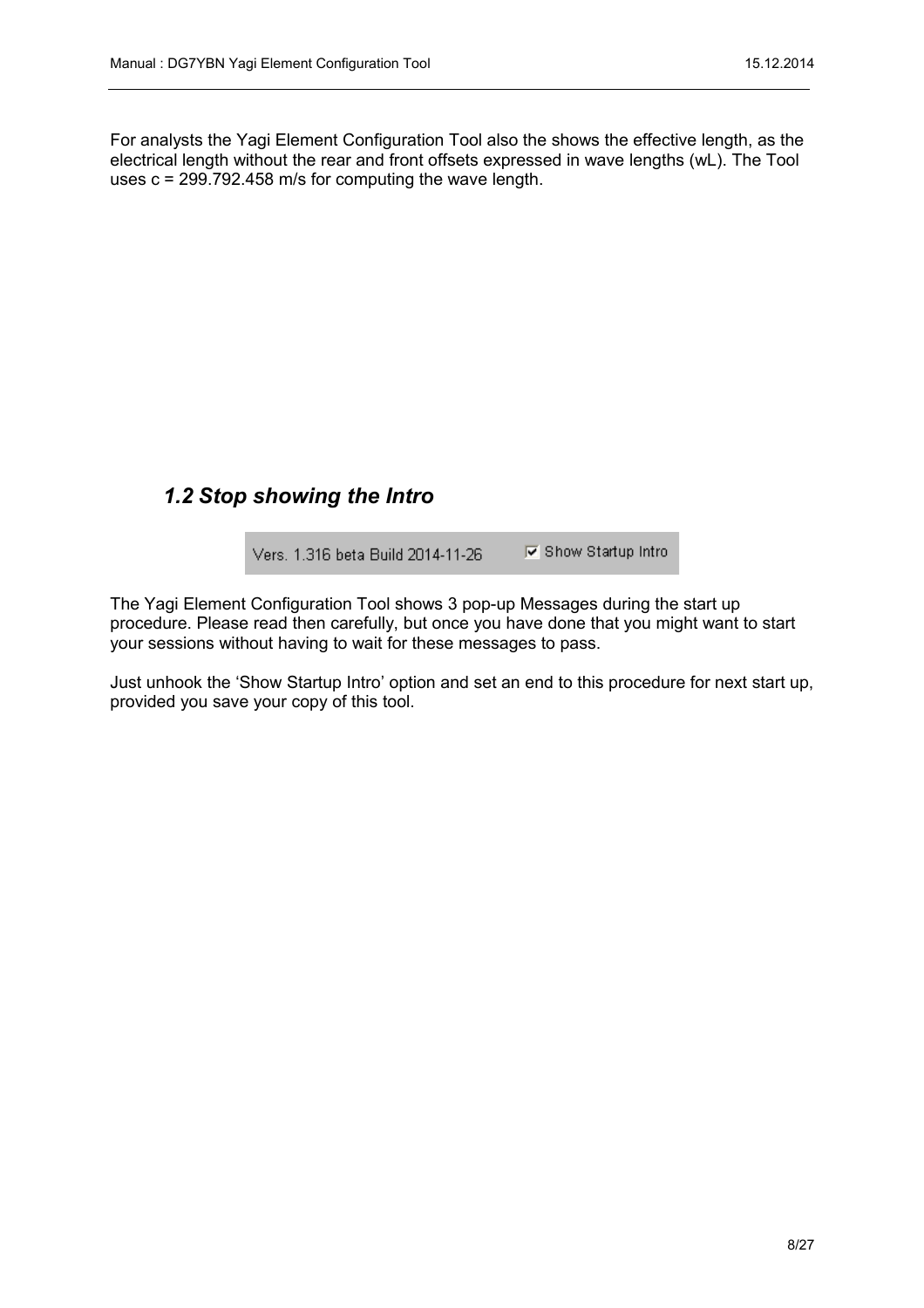For analysts the Yagi Element Configuration Tool also the shows the effective length, as the electrical length without the rear and front offsets expressed in wave lengths (wL). The Tool uses c = 299.792.458 m/s for computing the wave length.

### *1.2 Stop showing the Intro*

Vers. 1.316 beta Build 2014-11-26 ☑ Show Startup Intro

The Yagi Element Configuration Tool shows 3 pop-up Messages during the start up procedure. Please read then carefully, but once you have done that you might want to start your sessions without having to wait for these messages to pass.

Just unhook the ‘Show Startup Intro’ option and set an end to this procedure for next start up, provided you save your copy of this tool.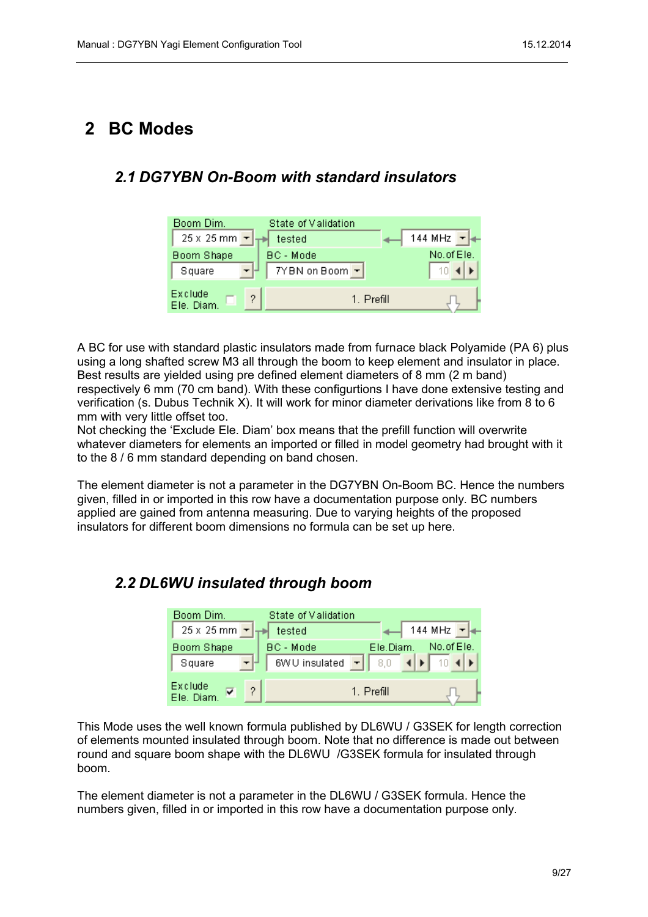# 2 BC Modes

## 2.1 DG7YBN On-Boom with standard insulators

A BC for use with standard plastic insulators made from furnace black Polyamide (PA 6) plus using a long shafted screw M3 all through the boom to keep element and insulator in place. Best results are yielded using pre defined element diameters of 8 mm (2 m band) respectively 6 mm (70 cm band). With these configurtions I have done extensive testing and verification (s. Dubus Technik X). It will work for minor diameter derivations like from 8 to 6 mm with very little offset too.
Not checking the 'Exclude Ele. Diam' box means that the prefill function will overwrite whatever diameters for elements an imported or filled in model geometry had brought with it to the 8 / 6 mm standard depending on band chosen.

The element diameter is not a parameter in the DG7YBN On-Boom BC. Hence the numbers given, filled in or imported in this row have a documentation purpose only. BC numbers applied are gained from antenna measuring. Due to varying heights of the proposed insulators for different boom dimensions no formula can be set up here.

## 2.2 DL6WU insulated through boom

This Mode uses the well known formula published by DL6WU / G3SEK for length correction of elements mounted insulated through boom. Note that no difference is made out between round and square boom shape with the DL6WU /G3SEK formula for insulated through boom.

The element diameter is not a parameter in the DL6WU / G3SEK formula. Hence the numbers given, filled in or imported in this row have a documentation purpose only.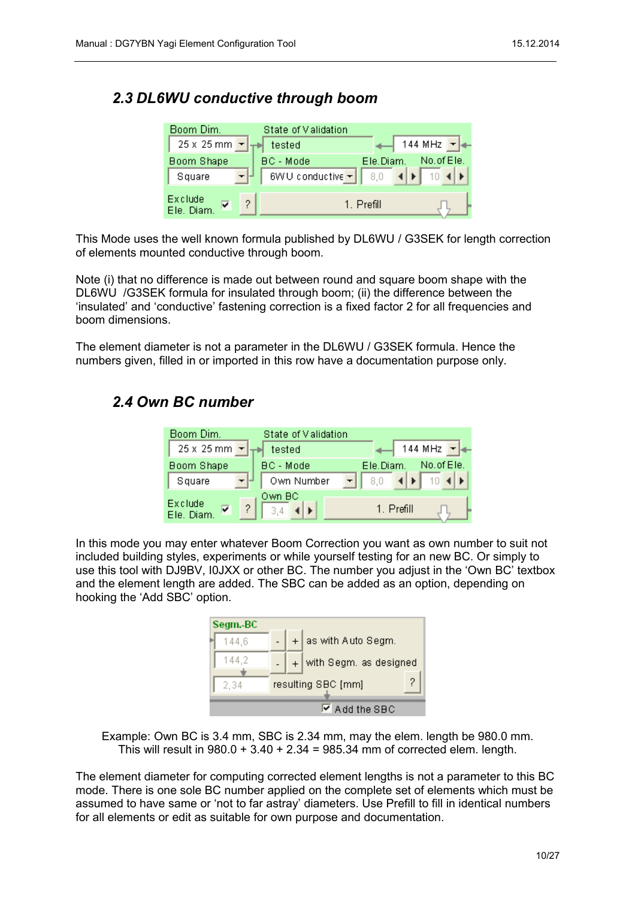## 2.3 DL6WU conductive through boom

This Mode uses the well known formula published by DL6WU / G3SEK for length correction of elements mounted conductive through boom.

Note (i) that no difference is made out between round and square boom shape with the DL6WU /G3SEK formula for insulated through boom; (ii) the difference between the 'insulated' and 'conductive' fastening correction is a fixed factor 2 for all frequencies and boom dimensions.

The element diameter is not a parameter in the DL6WU / G3SEK formula. Hence the numbers given, filled in or imported in this row have a documentation purpose only.

## 2.4 Own BC number

In this mode you may enter whatever Boom Correction you want as own number to suit not included building styles, experiments or while yourself testing for an new BC. Or simply to use this tool with DJ9BV, I0JXX or other BC. The number you adjust in the 'Own BC' textbox and the element length are added. The SBC can be added as an option, depending on hooking the 'Add SBC' option.

Example: Own BC is 3.4 mm, SBC is 2.34 mm, may the elem. length be 980.0 mm.
This will result in 980.0 + 3.40 + 2.34 = 985.34 mm of corrected elem. length.

The element diameter for computing corrected element lengths is not a parameter to this BC mode. There is one sole BC number applied on the complete set of elements which must be assumed to have same or 'not to far astray' diameters. Use Prefill to fill in identical numbers for all elements or edit as suitable for own purpose and documentation.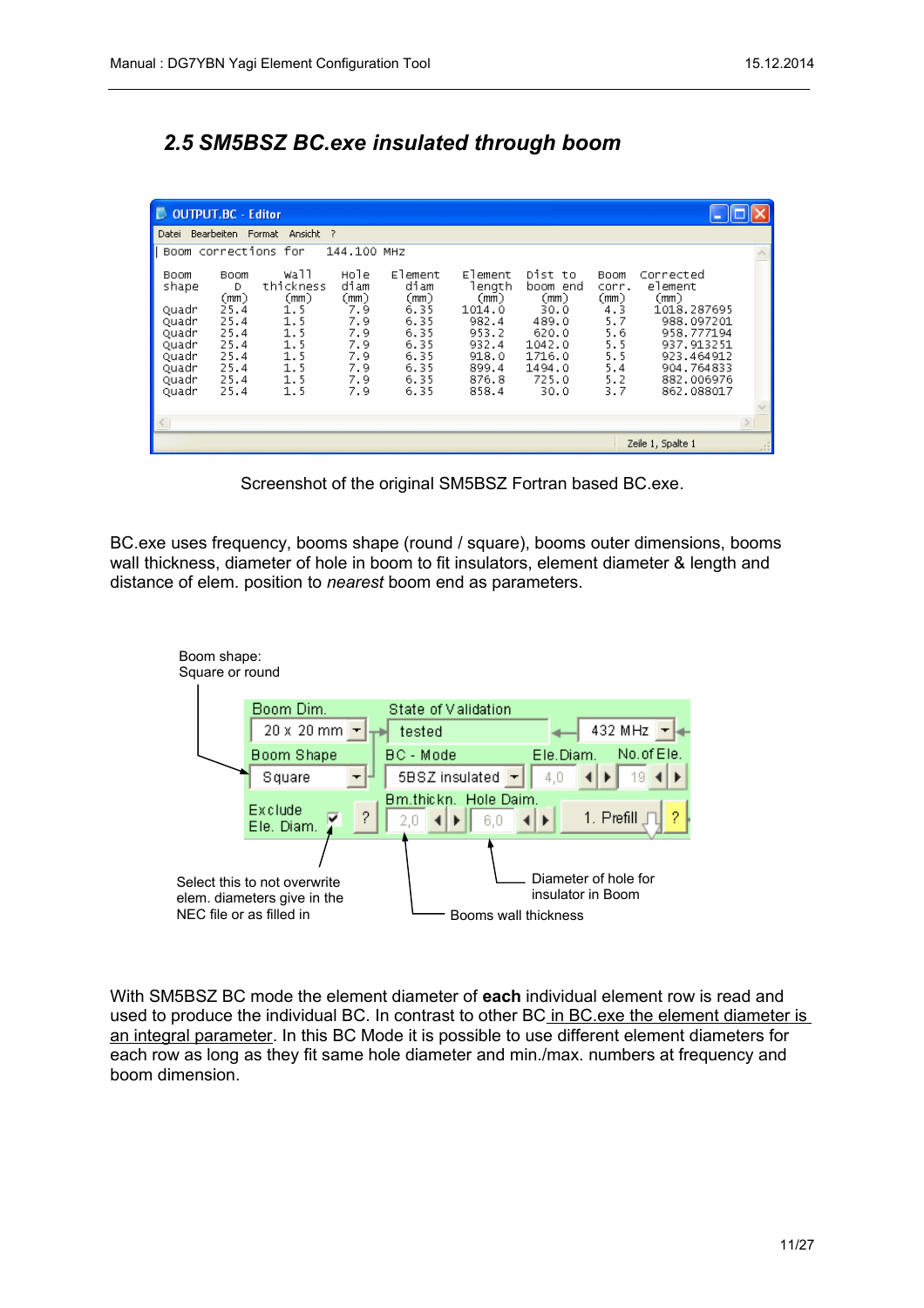## 2.5 SM5BSZ BC.exe insulated through boom

```
Boom corrections for   144.100 MHz

Boom   Boom    Wall      Hole   Element   Element   Dist to   Boom   Corrected
shape    D    thickness  diam    diam      length   boom end  corr.   element
        (mm)    (mm)     (mm)    (mm)       (mm)     (mm)     (mm)     (mm)
Quadr  25.4     1.5      7.9     6.35     1014.0     30.0     4.3    1018.287695
Quadr  25.4     1.5      7.9     6.35      982.4    489.0     5.7     988.097201
Quadr  25.4     1.5      7.9     6.35      953.2    620.0     5.6     958.777194
Quadr  25.4     1.5      7.9     6.35      932.4   1042.0     5.5     937.913251
Quadr  25.4     1.5      7.9     6.35      918.0   1716.0     5.5     923.464912
Quadr  25.4     1.5      7.9     6.35      899.4   1494.0     5.4     904.764833
Quadr  25.4     1.5      7.9     6.35      876.8    725.0     5.2     882.006976
Quadr  25.4     1.5      7.9     6.35      858.4     30.0     3.7     862.088017
```

Screenshot of the original SM5BSZ Fortran based BC.exe.

BC.exe uses frequency, booms shape (round / square), booms outer dimensions, booms wall thickness, diameter of hole in boom to fit insulators, element diameter & length and distance of elem. position to *nearest* boom end as parameters.

Boom shape: Square or round

Select this to not overwrite elem. diameters give in the NEC file or as filled in

Diameter of hole for insulator in Boom

Booms wall thickness

With SM5BSZ BC mode the element diameter of **each** individual element row is read and used to produce the individual BC. In contrast to other BC in BC.exe the element diameter is an integral parameter. In this BC Mode it is possible to use different element diameters for each row as long as they fit same hole diameter and min./max. numbers at frequency and boom dimension.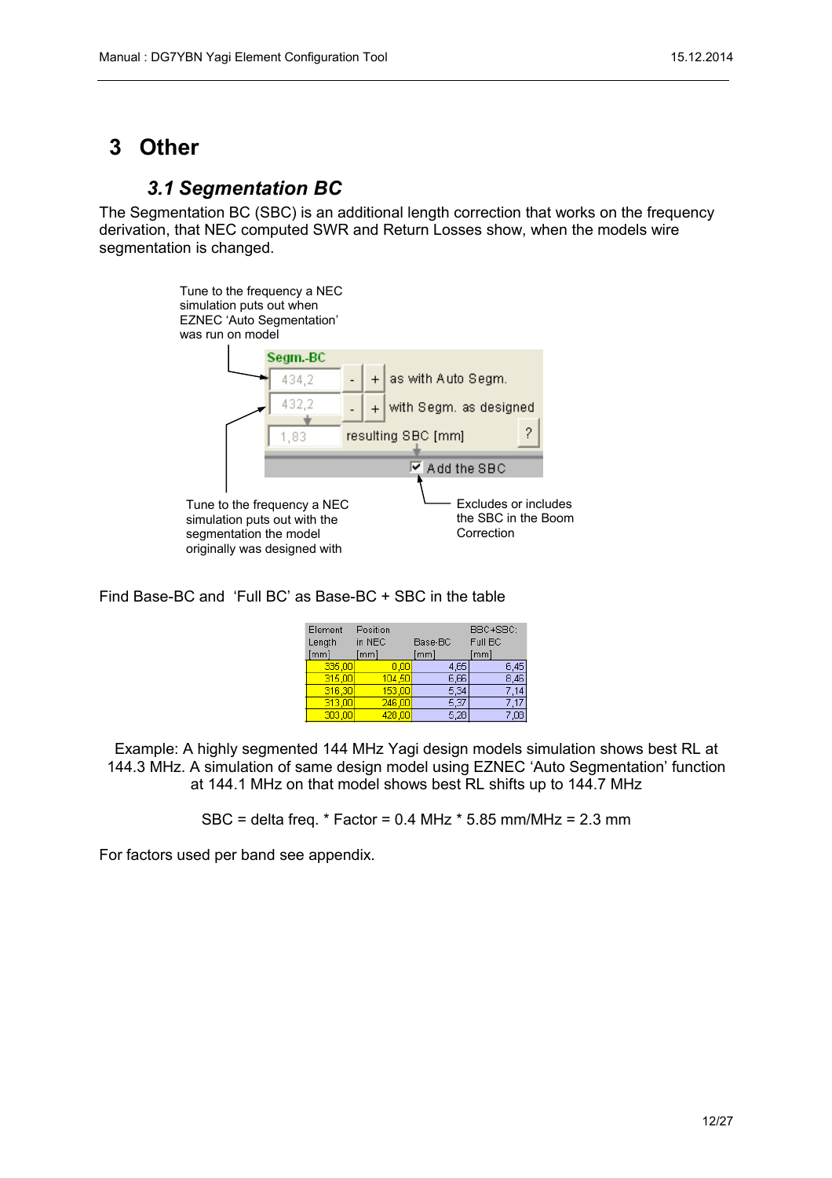# 3 Other

## 3.1 Segmentation BC

The Segmentation BC (SBC) is an additional length correction that works on the frequency derivation, that NEC computed SWR and Return Losses show, when the models wire segmentation is changed.

Tune to the frequency a NEC simulation puts out when EZNEC 'Auto Segmentation' was run on model

Segm.-BC

434,2 - + as with Auto Segm.

432,2 - + with Segm. as designed

1,83 resulting SBC [mm] ?

Add the SBC

Tune to the frequency a NEC simulation puts out with the segmentation the model originally was designed with

Excludes or includes the SBC in the Boom Correction

Find Base-BC and 'Full BC' as Base-BC + SBC in the table

| Element Length [mm] | Position in NEC [mm] | Base-BC [mm] | BBC+SBC: Full BC [mm] |
|---|---|---|---|
| 335,00 | 0,00 | 4,65 | 6,45 |
| 315,00 | 104,50 | 6,66 | 8,46 |
| 316,30 | 153,00 | 5,34 | 7,14 |
| 313,00 | 246,00 | 5,37 | 7,17 |
| 303,00 | 428,00 | 5,28 | 7,08 |

Example: A highly segmented 144 MHz Yagi design models simulation shows best RL at 144.3 MHz. A simulation of same design model using EZNEC 'Auto Segmentation' function at 144.1 MHz on that model shows best RL shifts up to 144.7 MHz

SBC = delta freq. * Factor = 0.4 MHz * 5.85 mm/MHz = 2.3 mm

For factors used per band see appendix.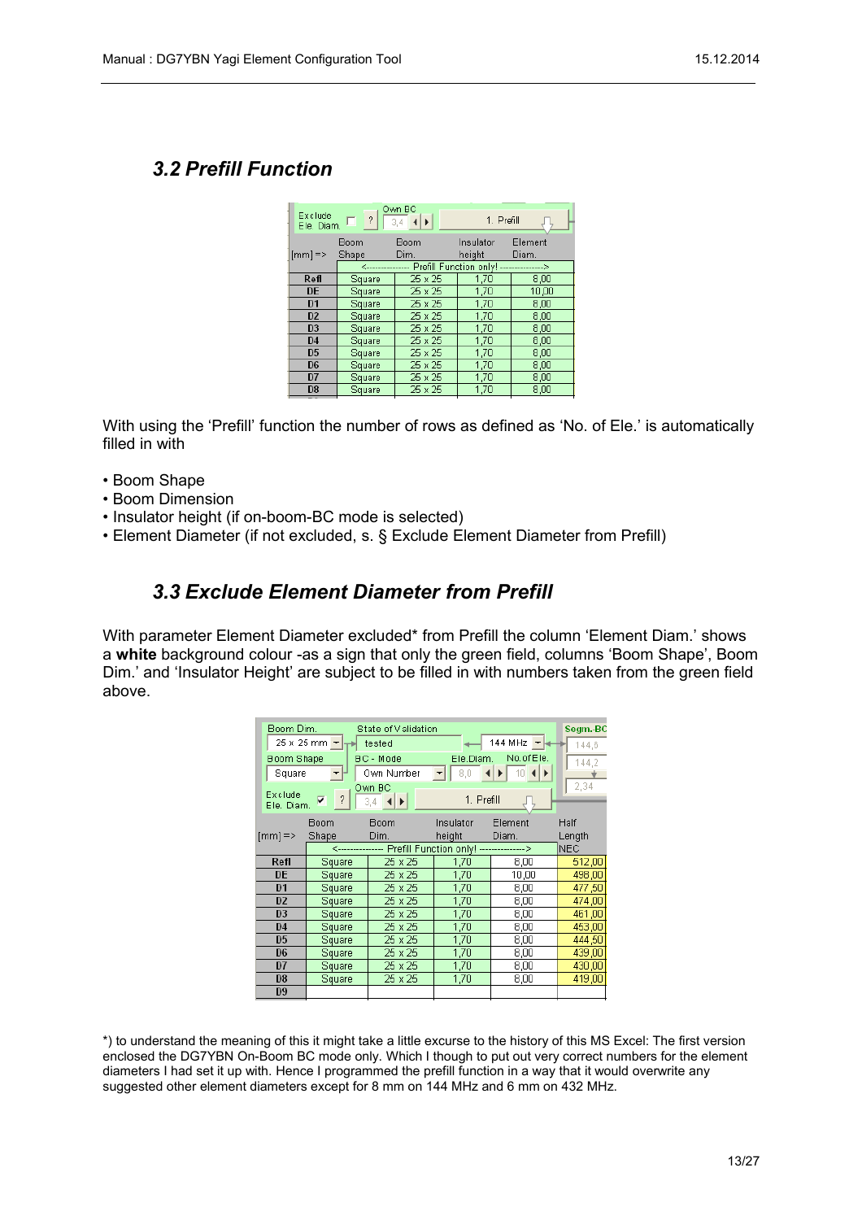## 3.2 Prefill Function

| Exclude Ele. Diam. ☐ ? | Own BC 3,4 | 1. Prefill | |
|---|---|---|---|
| Boom Shape | Boom Dim. | Insulator height | Element Diam. |

| [mm] => | Boom Shape | Boom Dim. | Insulator height | Element Diam. |
|---|---|---|---|---|
| | <--------------- Prefill Function only! ---------------> | | | |
| Refl | Square | 25 x 25 | 1,70 | 8,00 |
| DE | Square | 25 x 25 | 1,70 | 10,00 |
| D1 | Square | 25 x 25 | 1,70 | 8,00 |
| D2 | Square | 25 x 25 | 1,70 | 8,00 |
| D3 | Square | 25 x 25 | 1,70 | 8,00 |
| D4 | Square | 25 x 25 | 1,70 | 8,00 |
| D5 | Square | 25 x 25 | 1,70 | 8,00 |
| D6 | Square | 25 x 25 | 1,70 | 8,00 |
| D7 | Square | 25 x 25 | 1,70 | 8,00 |
| D8 | Square | 25 x 25 | 1,70 | 8,00 |

With using the 'Prefill' function the number of rows as defined as 'No. of Ele.' is automatically filled in with

- Boom Shape
- Boom Dimension
- Insulator height (if on-boom-BC mode is selected)
- Element Diameter (if not excluded, s. § Exclude Element Diameter from Prefill)

## 3.3 Exclude Element Diameter from Prefill

With parameter Element Diameter excluded* from Prefill the column 'Element Diam.' shows a **white** background colour -as a sign that only the green field, columns 'Boom Shape', Boom Dim.' and 'Insulator Height' are subject to be filled in with numbers taken from the green field above.

Boom Dim.: 25 x 25 mm — State of Validation: tested — 144 MHz — Segm.-BC: 144,6 / 144,2 / 2,34
Boom Shape: Square — BC - Mode: Own Number — Ele.Diam.: 8,0 — No.of Ele.: 10
Exclude Ele. Diam. ☑ ? — Own BC: 3,4 — 1. Prefill

| [mm] => | Boom Shape | Boom Dim. | Insulator height | Element Diam. | Half Length |
|---|---|---|---|---|---|
| | <--------------- Prefill Function only! ---------------> | | | | NEC |
| Refl | Square | 25 x 25 | 1,70 | 8,00 | 512,00 |
| DE | Square | 25 x 25 | 1,70 | 10,00 | 498,00 |
| D1 | Square | 25 x 25 | 1,70 | 8,00 | 477,50 |
| D2 | Square | 25 x 25 | 1,70 | 8,00 | 474,00 |
| D3 | Square | 25 x 25 | 1,70 | 8,00 | 461,00 |
| D4 | Square | 25 x 25 | 1,70 | 8,00 | 453,00 |
| D5 | Square | 25 x 25 | 1,70 | 8,00 | 444,50 |
| D6 | Square | 25 x 25 | 1,70 | 8,00 | 439,00 |
| D7 | Square | 25 x 25 | 1,70 | 8,00 | 430,00 |
| D8 | Square | 25 x 25 | 1,70 | 8,00 | 419,00 |
| D9 | | | | | |

*) to understand the meaning of this it might take a little excurse to the history of this MS Excel: The first version enclosed the DG7YBN On-Boom BC mode only. Which I though to put out very correct numbers for the element diameters I had set it up with. Hence I programmed the prefill function in a way that it would overwrite any suggested other element diameters except for 8 mm on 144 MHz and 6 mm on 432 MHz.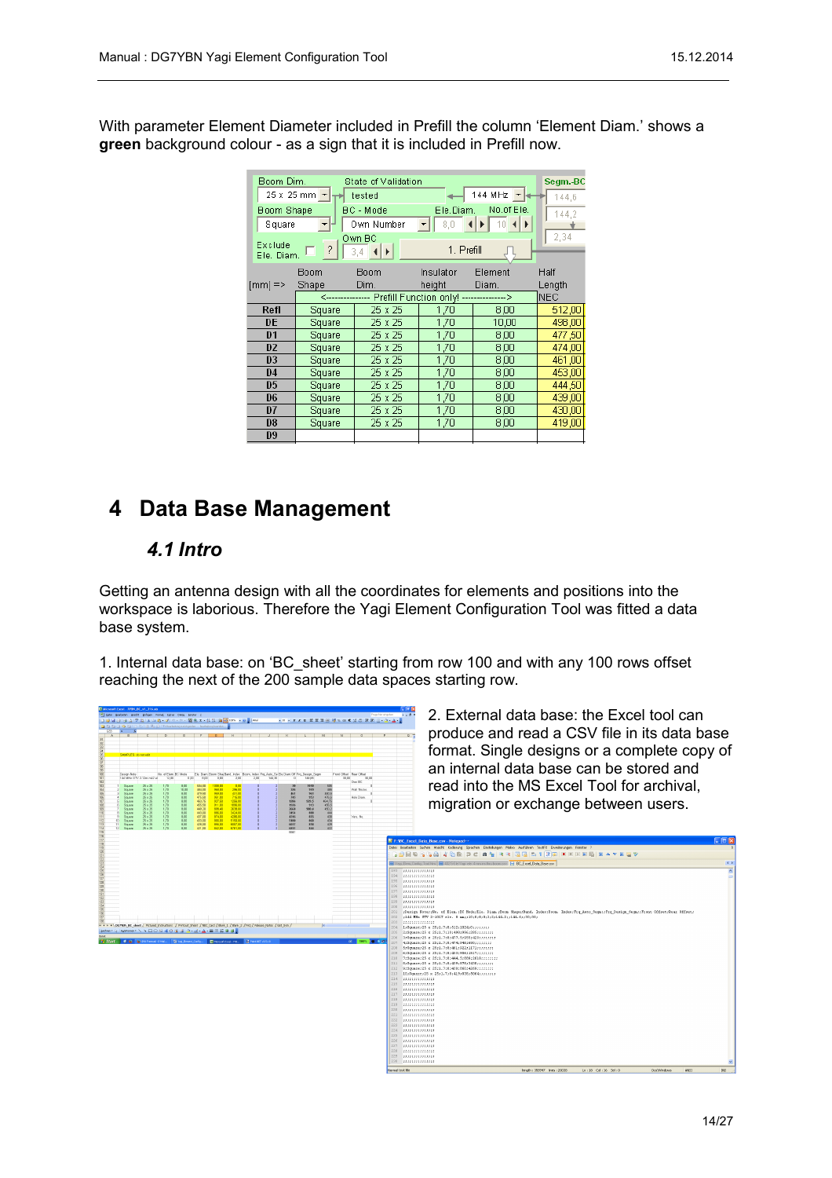With parameter Element Diameter included in Prefill the column 'Element Diam.' shows a **green** background colour - as a sign that it is included in Prefill now.

| Boom Dim. | State of Validation | | | Segm.-BC |
|---|---|---|---|---|
| 25 x 25 mm | tested | 144 MHz | | 144,6 |
| Boom Shape | BC - Mode | Ele.Diam. | No.of Ele. | 144,2 |
| Square | Own Number | 8,0 | 10 | 2,34 |
| Exclude Ele. Diam. | Own BC 3,4 | 1. Prefill | | |

| [mm] => | Boom Shape | Boom Dim. | Insulator height | Element Diam. | Half Length NEC |
|---|---|---|---|---|---|
| | <-------------- Prefill Function only! --------------> | | | | |
| Refl | Square | 25 x 25 | 1,70 | 8,00 | 512,00 |
| DE | Square | 25 x 25 | 1,70 | 10,00 | 498,00 |
| D1 | Square | 25 x 25 | 1,70 | 8,00 | 477,50 |
| D2 | Square | 25 x 25 | 1,70 | 8,00 | 474,00 |
| D3 | Square | 25 x 25 | 1,70 | 8,00 | 461,00 |
| D4 | Square | 25 x 25 | 1,70 | 8,00 | 453,00 |
| D5 | Square | 25 x 25 | 1,70 | 8,00 | 444,50 |
| D6 | Square | 25 x 25 | 1,70 | 8,00 | 439,00 |
| D7 | Square | 25 x 25 | 1,70 | 8,00 | 430,00 |
| D8 | Square | 25 x 25 | 1,70 | 8,00 | 419,00 |
| D9 | | | | | |

# 4 Data Base Management

## 4.1 Intro

Getting an antenna design with all the coordinates for elements and positions into the workspace is laborious. Therefore the Yagi Element Configuration Tool was fitted a data base system.

1. Internal data base: on 'BC_sheet' starting from row 100 and with any 100 rows offset reaching the next of the 200 sample data spaces starting row.

2. External data base: the Excel tool can produce and read a CSV file in its data base format. Single designs or a complete copy of an internal data base can be stored and read into the MS Excel Tool for archival, migration or exchange between users.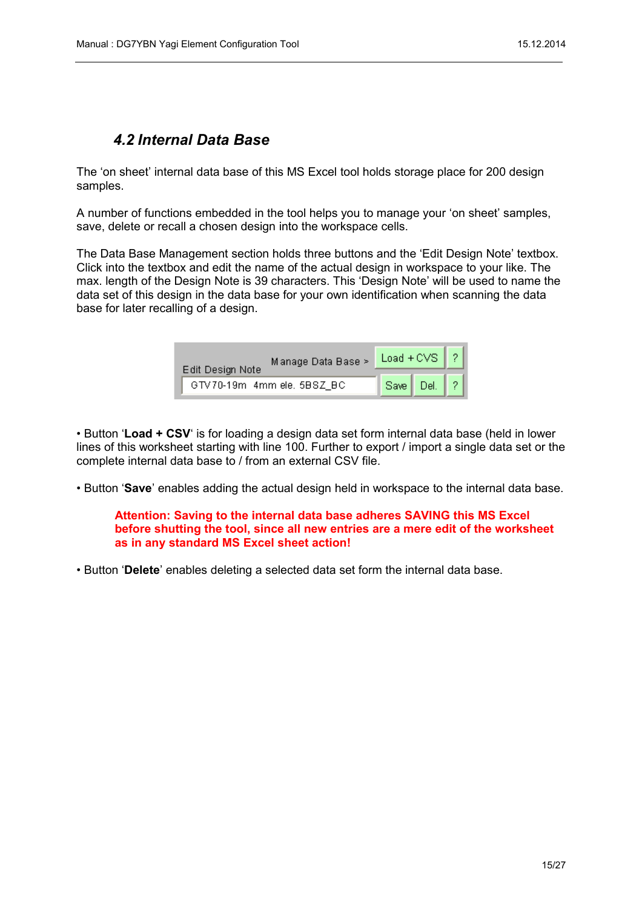## 4.2 Internal Data Base

The 'on sheet' internal data base of this MS Excel tool holds storage place for 200 design samples.

A number of functions embedded in the tool helps you to manage your 'on sheet' samples, save, delete or recall a chosen design into the workspace cells.

The Data Base Management section holds three buttons and the 'Edit Design Note' textbox. Click into the textbox and edit the name of the actual design in workspace to your like. The max. length of the Design Note is 39 characters. This 'Design Note' will be used to name the data set of this design in the data base for your own identification when scanning the data base for later recalling of a design.

• Button '**Load + CSV**' is for loading a design data set form internal data base (held in lower lines of this worksheet starting with line 100. Further to export / import a single data set or the complete internal data base to / from an external CSV file.

• Button '**Save**' enables adding the actual design held in workspace to the internal data base.

> **Attention: Saving to the internal data base adheres SAVING this MS Excel before shutting the tool, since all new entries are a mere edit of the worksheet as in any standard MS Excel sheet action!**

• Button '**Delete**' enables deleting a selected data set form the internal data base.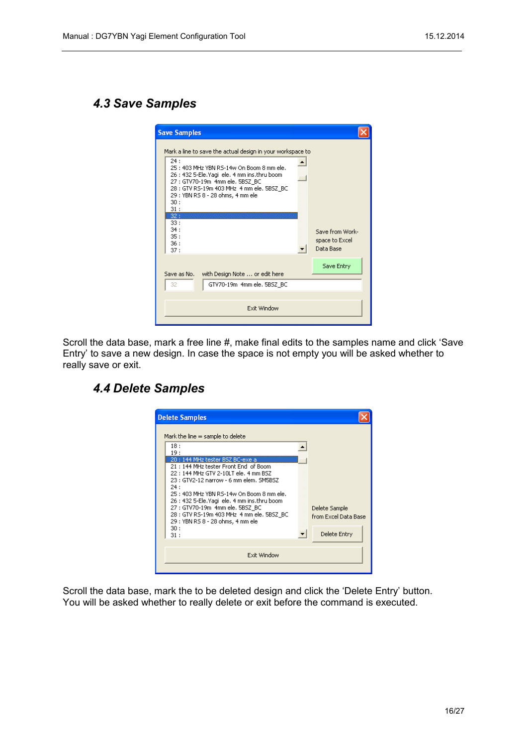## 4.3 Save Samples

Scroll the data base, mark a free line #, make final edits to the samples name and click 'Save Entry' to save a new design. In case the space is not empty you will be asked whether to really save or exit.

## 4.4 Delete Samples

Scroll the data base, mark the to be deleted design and click the 'Delete Entry' button. You will be asked whether to really delete or exit before the command is executed.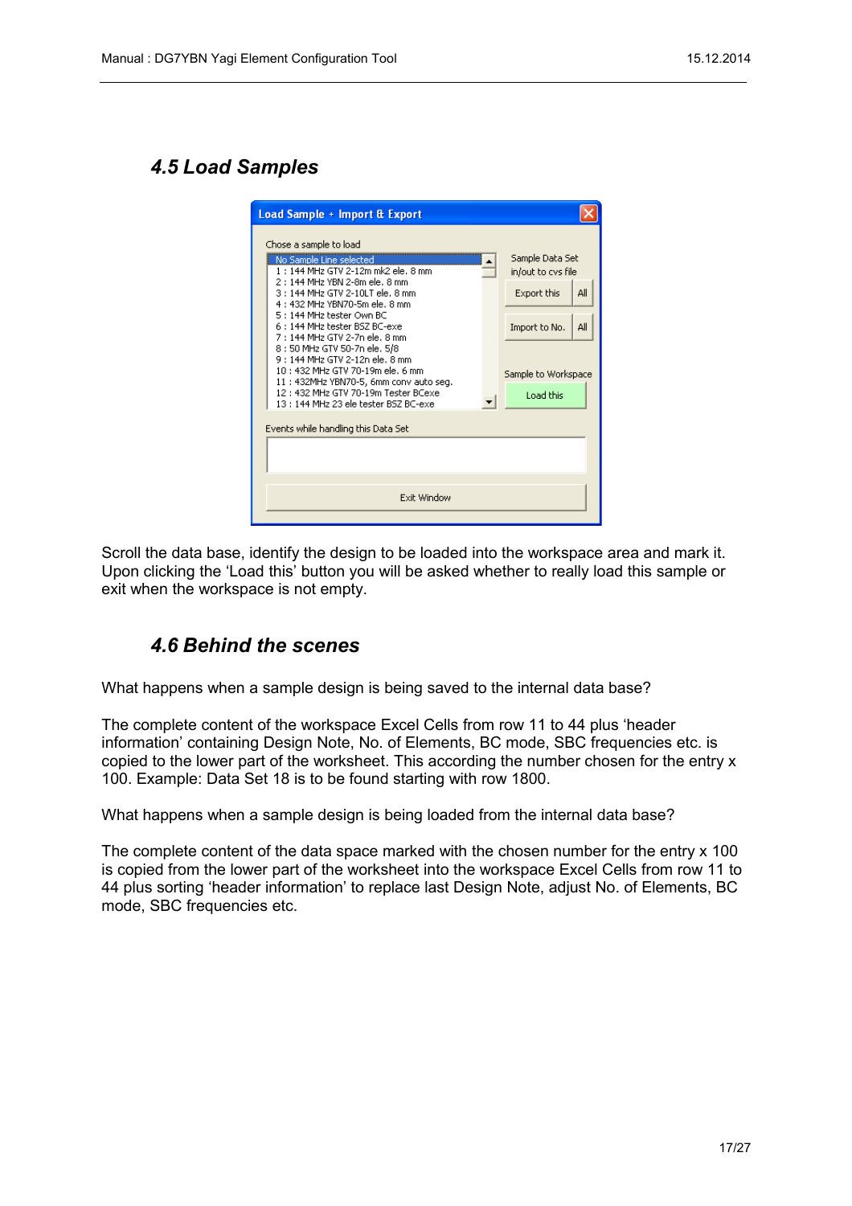## 4.5 Load Samples

Scroll the data base, identify the design to be loaded into the workspace area and mark it. Upon clicking the 'Load this' button you will be asked whether to really load this sample or exit when the workspace is not empty.

## 4.6 Behind the scenes

What happens when a sample design is being saved to the internal data base?

The complete content of the workspace Excel Cells from row 11 to 44 plus 'header information' containing Design Note, No. of Elements, BC mode, SBC frequencies etc. is copied to the lower part of the worksheet. This according the number chosen for the entry x 100. Example: Data Set 18 is to be found starting with row 1800.

What happens when a sample design is being loaded from the internal data base?

The complete content of the data space marked with the chosen number for the entry x 100 is copied from the lower part of the worksheet into the workspace Excel Cells from row 11 to 44 plus sorting 'header information' to replace last Design Note, adjust No. of Elements, BC mode, SBC frequencies etc.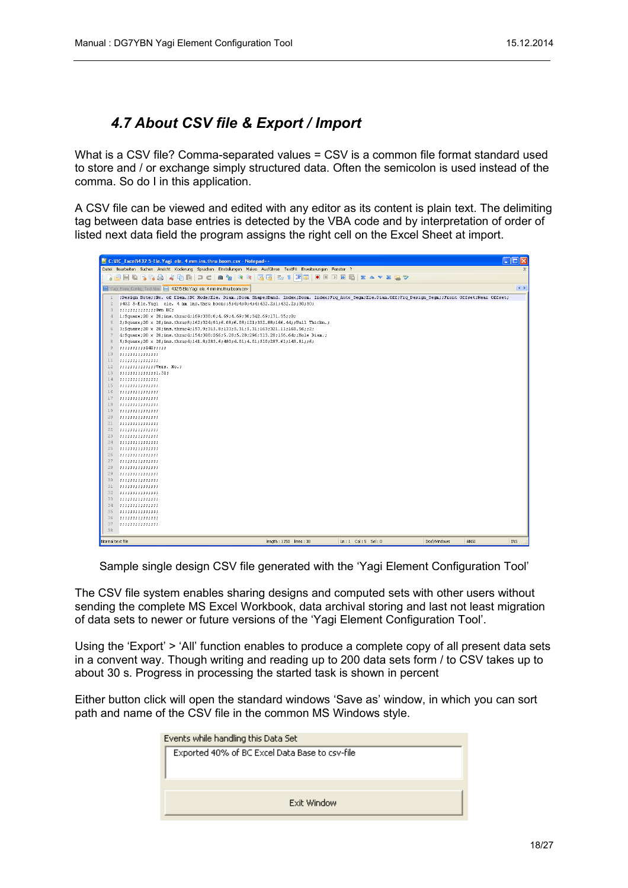## 4.7 About CSV file & Export / Import

What is a CSV file? Comma-separated values = CSV is a common file format standard used to store and / or exchange simply structured data. Often the semicolon is used instead of the comma. So do I in this application.

A CSV file can be viewed and edited with any editor as its content is plain text. The delimiting tag between data base entries is detected by the VBA code and by interpretation of order of listed next data field the program assigns the right cell on the Excel Sheet at import.

Sample single design CSV file generated with the 'Yagi Element Configuration Tool'

The CSV file system enables sharing designs and computed sets with other users without sending the complete MS Excel Workbook, data archival storing and last not least migration of data sets to newer or future versions of the 'Yagi Element Configuration Tool'.

Using the 'Export' > 'All' function enables to produce a complete copy of all present data sets in a convent way. Though writing and reading up to 200 data sets form / to CSV takes up to about 30 s. Progress in processing the started task is shown in percent

Either button click will open the standard windows 'Save as' window, in which you can sort path and name of the CSV file in the common MS Windows style.

Events while handling this Data Set

Exported 40% of BC Excel Data Base to csv-file

Exit Window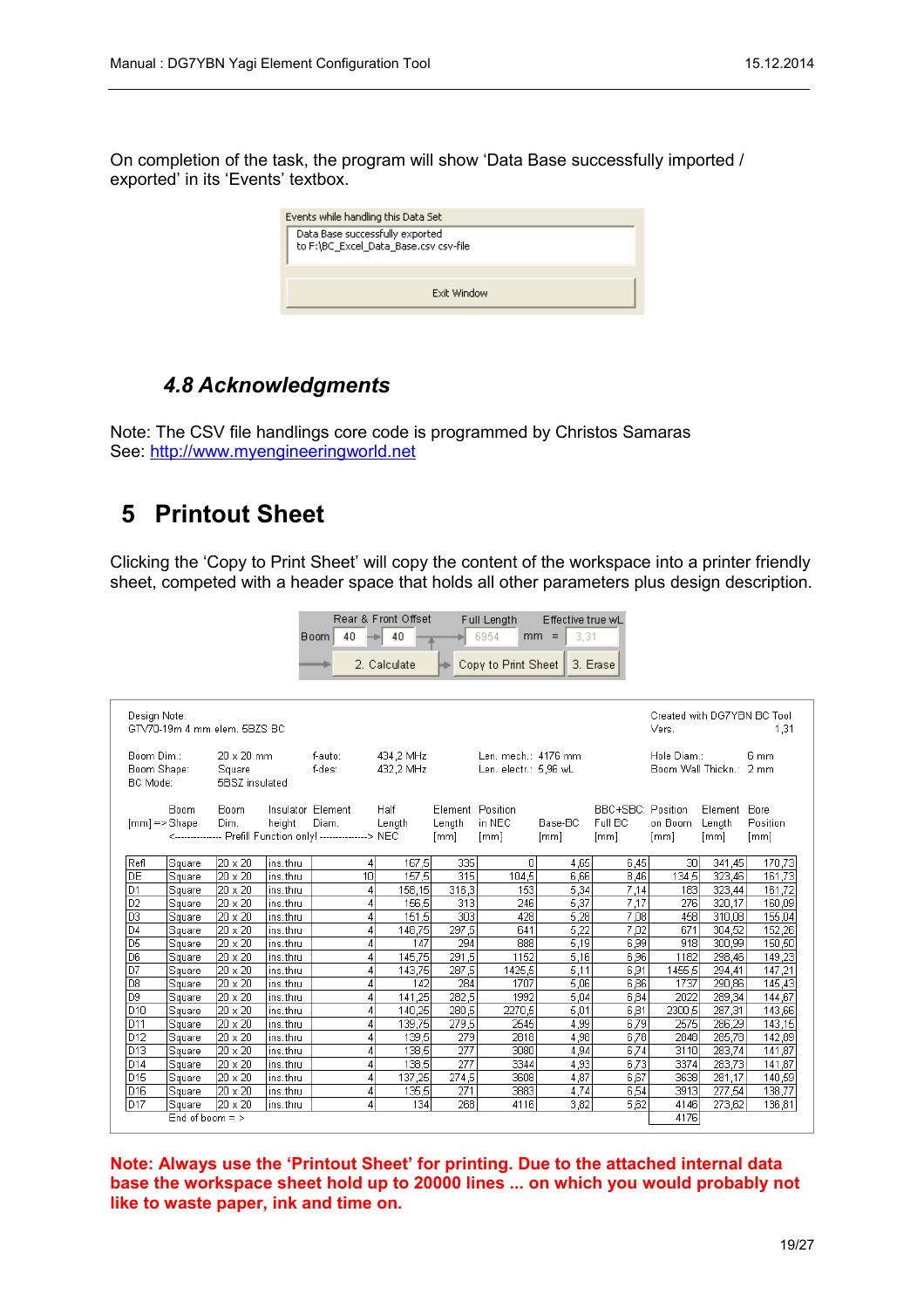On completion of the task, the program will show 'Data Base successfully imported / exported' in its 'Events' textbox.

Events while handling this Data Set
Data Base successfully exported
to F:\BC_Excel_Data_Base.csv csv-file

Exit Window

### 4.8 Acknowledgments

Note: The CSV file handlings core code is programmed by Christos Samaras
See: http://www.myengineeringworld.net

# 5 Printout Sheet

Clicking the 'Copy to Print Sheet' will copy the content of the workspace into a printer friendly sheet, competed with a header space that holds all other parameters plus design description.

Rear & Front Offset — Full Length — Effective true wL
Boom 40 → 40 → 6954 mm = 3,31
2. Calculate — Copy to Print Sheet — 3. Erase

Design Note: GTV70-19m 4 mm elem. 5BZS BC — Created with DG7YBN BC Tool Vers. 1,31

Boom Dim.: 20 x 20 mm — f-auto: 434,2 MHz — Len. mech.: 4176 mm — Hole Diam.: 6 mm
Boom Shape: Square — f-des: 432,2 MHz — Len. electr.: 5,96 wL — Boom Wall Thickn.: 2 mm
BC Mode: 5BSZ insulated

| [mm] => | Boom Shape | Boom Dim. | Insulator height | Element Diam. | Half Length | Element Length [mm] | Position in NEC [mm] | Base-BC [mm] | BBC+SBC Full BC [mm] | Position on Boom [mm] | Element Length [mm] | Bore Position [mm] |
|---|---|---|---|---|---|---|---|---|---|---|---|---|
| | <-------------- | Prefill Function only! | --------------> | | NEC | | | | | | | |
| Refl | Square | 20 x 20 | ins.thru | 4 | 167,5 | 335 | 0 | 4,65 | 6,45 | 30 | 341,45 | 170,73 |
| DE | Square | 20 x 20 | ins.thru | 10 | 157,5 | 315 | 104,5 | 6,66 | 8,46 | 134,5 | 323,46 | 161,73 |
| D1 | Square | 20 x 20 | ins.thru | 4 | 158,15 | 316,3 | 153 | 5,34 | 7,14 | 183 | 323,44 | 161,72 |
| D2 | Square | 20 x 20 | ins.thru | 4 | 156,5 | 313 | 246 | 5,37 | 7,17 | 276 | 320,17 | 160,09 |
| D3 | Square | 20 x 20 | ins.thru | 4 | 151,5 | 303 | 428 | 5,28 | 7,08 | 458 | 310,08 | 155,04 |
| D4 | Square | 20 x 20 | ins.thru | 4 | 148,75 | 297,5 | 641 | 5,22 | 7,02 | 671 | 304,52 | 152,26 |
| D5 | Square | 20 x 20 | ins.thru | 4 | 147 | 294 | 888 | 5,19 | 6,99 | 918 | 300,99 | 150,50 |
| D6 | Square | 20 x 20 | ins.thru | 4 | 145,75 | 291,5 | 1152 | 5,16 | 6,96 | 1182 | 298,46 | 149,23 |
| D7 | Square | 20 x 20 | ins.thru | 4 | 143,75 | 287,5 | 1425,5 | 5,11 | 6,91 | 1455,5 | 294,41 | 147,21 |
| D8 | Square | 20 x 20 | ins.thru | 4 | 142 | 284 | 1707 | 5,06 | 6,86 | 1737 | 290,86 | 145,43 |
| D9 | Square | 20 x 20 | ins.thru | 4 | 141,25 | 282,5 | 1992 | 5,04 | 6,84 | 2022 | 289,34 | 144,67 |
| D10 | Square | 20 x 20 | ins.thru | 4 | 140,25 | 280,5 | 2270,5 | 5,01 | 6,81 | 2300,5 | 287,31 | 143,66 |
| D11 | Square | 20 x 20 | ins.thru | 4 | 139,75 | 279,5 | 2545 | 4,99 | 6,79 | 2575 | 286,29 | 143,15 |
| D12 | Square | 20 x 20 | ins.thru | 4 | 139,5 | 279 | 2818 | 4,98 | 6,78 | 2848 | 285,78 | 142,89 |
| D13 | Square | 20 x 20 | ins.thru | 4 | 138,5 | 277 | 3080 | 4,94 | 6,74 | 3110 | 283,74 | 141,87 |
| D14 | Square | 20 x 20 | ins.thru | 4 | 138,5 | 277 | 3344 | 4,93 | 6,73 | 3374 | 283,73 | 141,87 |
| D15 | Square | 20 x 20 | ins.thru | 4 | 137,25 | 274,5 | 3608 | 4,87 | 6,67 | 3638 | 281,17 | 140,59 |
| D16 | Square | 20 x 20 | ins.thru | 4 | 135,5 | 271 | 3883 | 4,74 | 6,54 | 3913 | 277,54 | 138,77 |
| D17 | Square | 20 x 20 | ins.thru | 4 | 134 | 268 | 4116 | 3,82 | 5,62 | 4146 | 273,62 | 136,81 |
| | End of boom = > | | | | | | | | | 4176 | | |

**Note: Always use the 'Printout Sheet' for printing. Due to the attached internal data base the workspace sheet hold up to 20000 lines ... on which you would probably not like to waste paper, ink and time on.**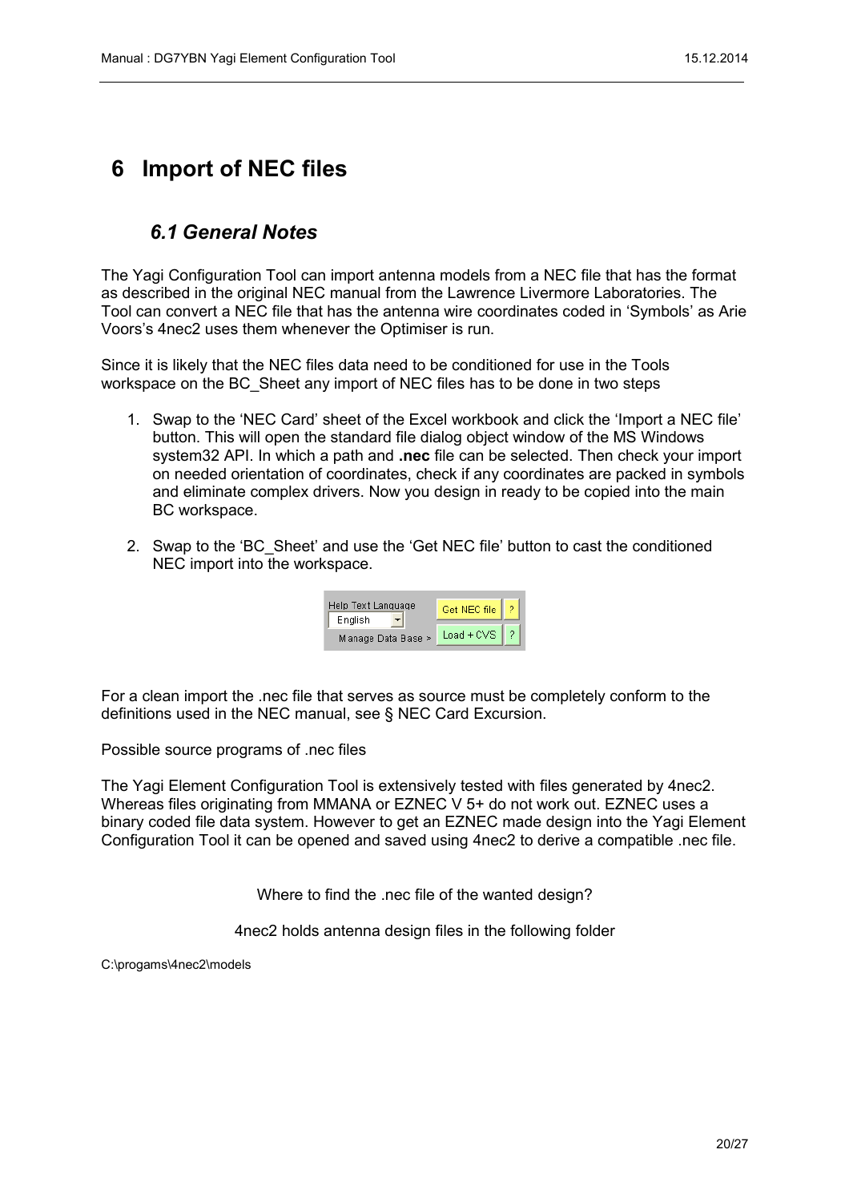# 6 Import of NEC files

## *6.1 General Notes*

The Yagi Configuration Tool can import antenna models from a NEC file that has the format as described in the original NEC manual from the Lawrence Livermore Laboratories. The Tool can convert a NEC file that has the antenna wire coordinates coded in 'Symbols' as Arie Voors's 4nec2 uses them whenever the Optimiser is run.

Since it is likely that the NEC files data need to be conditioned for use in the Tools workspace on the BC_Sheet any import of NEC files has to be done in two steps

1. Swap to the 'NEC Card' sheet of the Excel workbook and click the 'Import a NEC file' button. This will open the standard file dialog object window of the MS Windows system32 API. In which a path and **.nec** file can be selected. Then check your import on needed orientation of coordinates, check if any coordinates are packed in symbols and eliminate complex drivers. Now you design in ready to be copied into the main BC workspace.

2. Swap to the 'BC_Sheet' and use the 'Get NEC file' button to cast the conditioned NEC import into the workspace.

Help Text Language
English
Manage Data Base >
Get NEC file ?
Load + CVS ?

For a clean import the .nec file that serves as source must be completely conform to the definitions used in the NEC manual, see § NEC Card Excursion.

Possible source programs of .nec files

The Yagi Element Configuration Tool is extensively tested with files generated by 4nec2. Whereas files originating from MMANA or EZNEC V 5+ do not work out. EZNEC uses a binary coded file data system. However to get an EZNEC made design into the Yagi Element Configuration Tool it can be opened and saved using 4nec2 to derive a compatible .nec file.

Where to find the .nec file of the wanted design?

4nec2 holds antenna design files in the following folder

C:\progams\4nec2\models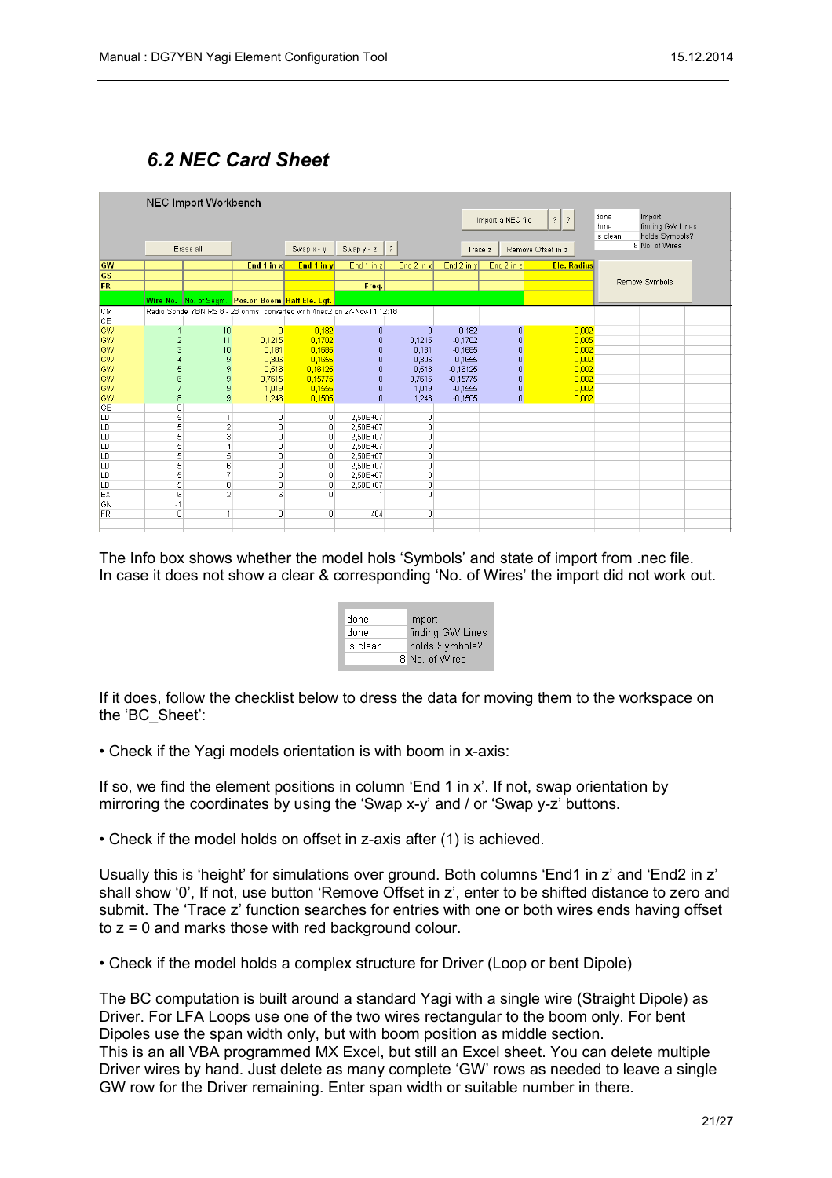## *6.2 NEC Card Sheet*

NEC Import Workbench

| | | | | | | | | | | | |
|---|---|---|---|---|---|---|---|---|---|---|---|
| | Erase all | | | Swap x - y | Swap y - z | ? | Trace z | Remove Offset in z | Import a NEC file | done / done / is clean / 8 | Import / finding GW Lines / holds Symbols? / No. of Wires |
| GW | | | End 1 in x | End 1 in y | End 1 in z | End 2 in x | End 2 in y | End 2 in z | Ele. Radius | | |
| GS | | | | | | | | | | Remove Symbols | |
| FR | | | | | Freq. | | | | | | |
| | Wire No. | No. of Segm. | Pos.on Boom | Half Ele. Lgt. | | | | | | | |
| CM | Radio Sonde YBN RS 8 - 28 ohms, converted with 4nec2 on 27-Nov-14 12:18 | | | | | | | | | | |
| CE | | | | | | | | | | | |
| GW | 1 | 10 | 0 | 0,182 | 0 | 0 | -0,182 | 0 | 0,002 | | |
| GW | 2 | 11 | 0,1215 | 0,1702 | 0 | 0,1215 | -0,1702 | 0 | 0,005 | | |
| GW | 3 | 10 | 0,181 | 0,1665 | 0 | 0,181 | -0,1665 | 0 | 0,002 | | |
| GW | 4 | 9 | 0,306 | 0,1665 | 0 | 0,306 | -0,1665 | 0 | 0,002 | | |
| GW | 5 | 9 | 0,516 | 0,16125 | 0 | 0,516 | -0,16125 | 0 | 0,002 | | |
| GW | 6 | 9 | 0,7615 | 0,15775 | 0 | 0,7615 | -0,15775 | 0 | 0,002 | | |
| GW | 7 | 9 | 1,019 | 0,1555 | 0 | 1,019 | -0,1555 | 0 | 0,002 | | |
| GW | 8 | 9 | 1,246 | 0,1505 | 0 | 1,246 | -0,1505 | 0 | 0,002 | | |
| GE | 0 | | | | | | | | | | |
| LD | 5 | 1 | 0 | 0 | 2,50E+07 | 0 | | | | | |
| LD | 5 | 2 | 0 | 0 | 2,50E+07 | 0 | | | | | |
| LD | 5 | 3 | 0 | 0 | 2,50E+07 | 0 | | | | | |
| LD | 5 | 4 | 0 | 0 | 2,50E+07 | 0 | | | | | |
| LD | 5 | 5 | 0 | 0 | 2,50E+07 | 0 | | | | | |
| LD | 5 | 6 | 0 | 0 | 2,50E+07 | 0 | | | | | |
| LD | 5 | 7 | 0 | 0 | 2,50E+07 | 0 | | | | | |
| LD | 5 | 8 | 0 | 0 | 2,50E+07 | 0 | | | | | |
| EX | 6 | 2 | 6 | 0 | 1 | 0 | | | | | |
| GN | -1 | | | | | | | | | | |
| FR | 0 | 1 | 0 | 0 | 404 | 0 | | | | | |

The Info box shows whether the model hols 'Symbols' and state of import from .nec file.
In case it does not show a clear & corresponding 'No. of Wires' the import did not work out.

| | |
|---|---|
| done | Import |
| done | finding GW Lines |
| is clean | holds Symbols? |
| 8 | No. of Wires |

If it does, follow the checklist below to dress the data for moving them to the workspace on the 'BC_Sheet':

• Check if the Yagi models orientation is with boom in x-axis:

If so, we find the element positions in column 'End 1 in x'. If not, swap orientation by mirroring the coordinates by using the 'Swap x-y' and / or 'Swap y-z' buttons.

• Check if the model holds on offset in z-axis after (1) is achieved.

Usually this is 'height' for simulations over ground. Both columns 'End1 in z' and 'End2 in z' shall show '0', If not, use button 'Remove Offset in z', enter to be shifted distance to zero and submit. The 'Trace z' function searches for entries with one or both wires ends having offset to z = 0 and marks those with red background colour.

• Check if the model holds a complex structure for Driver (Loop or bent Dipole)

The BC computation is built around a standard Yagi with a single wire (Straight Dipole) as Driver. For LFA Loops use one of the two wires rectangular to the boom only. For bent Dipoles use the span width only, but with boom position as middle section.
This is an all VBA programmed MX Excel, but still an Excel sheet. You can delete multiple Driver wires by hand. Just delete as many complete 'GW' rows as needed to leave a single GW row for the Driver remaining. Enter span width or suitable number in there.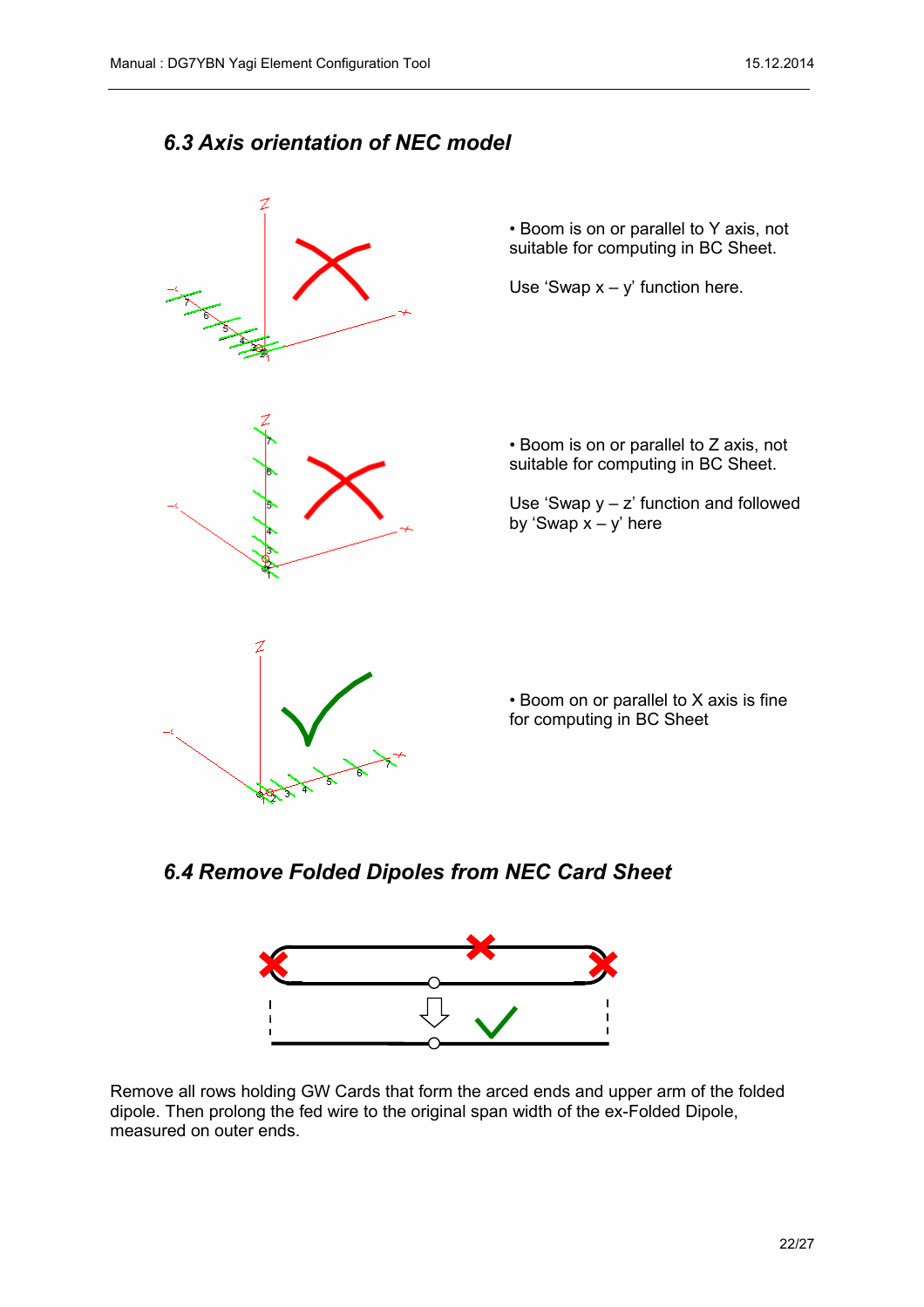## *6.3 Axis orientation of NEC model*

• Boom is on or parallel to Y axis, not suitable for computing in BC Sheet.

Use 'Swap x – y' function here.

• Boom is on or parallel to Z axis, not suitable for computing in BC Sheet.

Use 'Swap y – z' function and followed by 'Swap x – y' here

• Boom on or parallel to X axis is fine for computing in BC Sheet

## *6.4 Remove Folded Dipoles from NEC Card Sheet*

Remove all rows holding GW Cards that form the arced ends and upper arm of the folded dipole. Then prolong the fed wire to the original span width of the ex-Folded Dipole, measured on outer ends.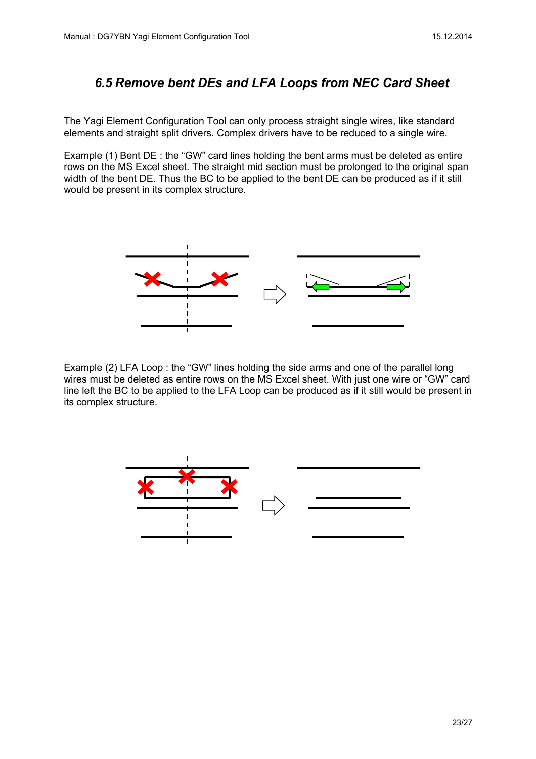## *6.5 Remove bent DEs and LFA Loops from NEC Card Sheet*

The Yagi Element Configuration Tool can only process straight single wires, like standard elements and straight split drivers. Complex drivers have to be reduced to a single wire.

Example (1) Bent DE : the “GW” card lines holding the bent arms must be deleted as entire rows on the MS Excel sheet. The straight mid section must be prolonged to the original span width of the bent DE. Thus the BC to be applied to the bent DE can be produced as if it still would be present in its complex structure.

Example (2) LFA Loop : the “GW” lines holding the side arms and one of the parallel long wires must be deleted as entire rows on the MS Excel sheet. With just one wire or “GW” card line left the BC to be applied to the LFA Loop can be produced as if it still would be present in its complex structure.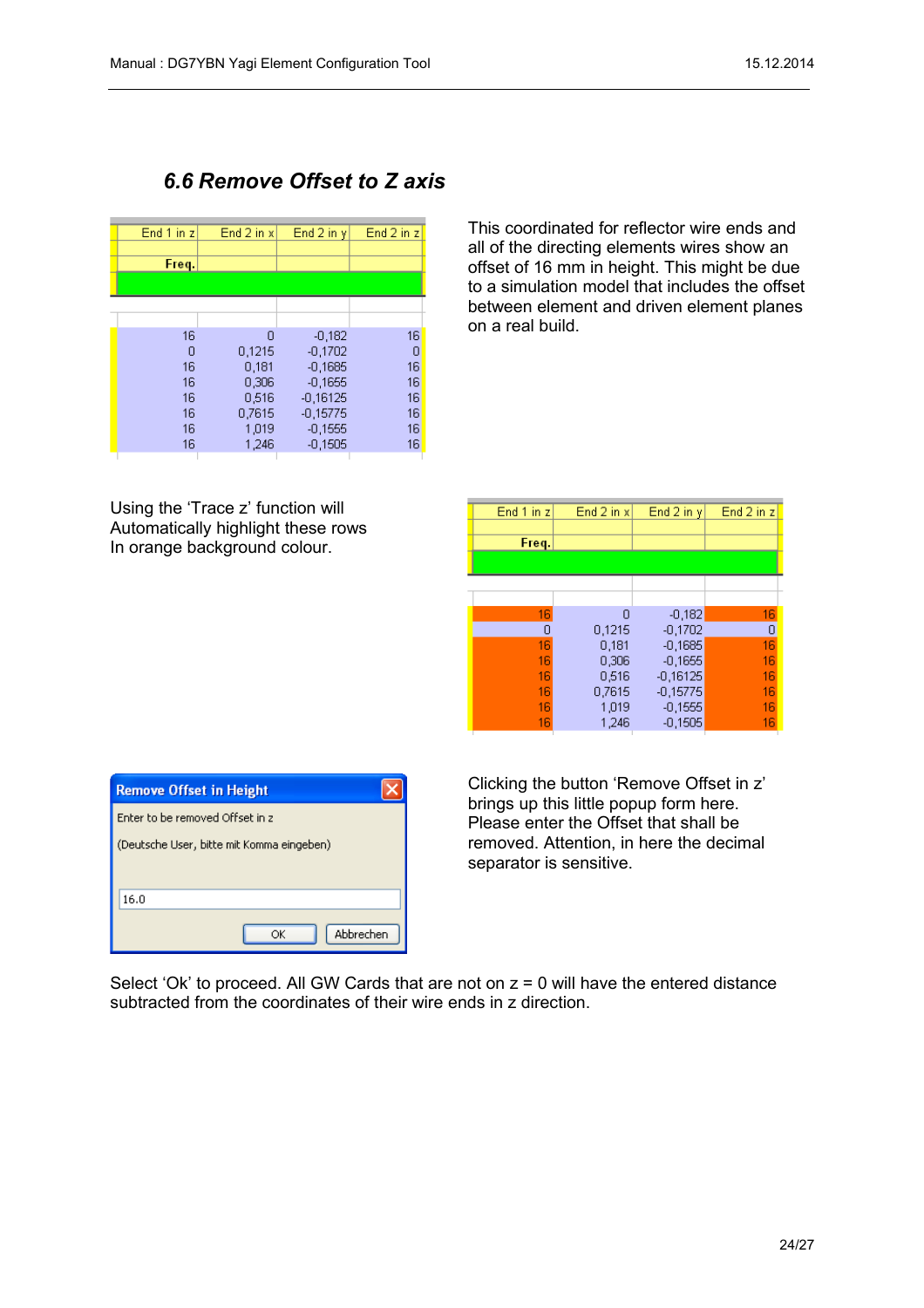## 6.6 Remove Offset to Z axis

| End 1 in z | End 2 in x | End 2 in y | End 2 in z |
|---|---|---|---|
| Freq. | | | |
| 16 | 0 | -0,182 | 16 |
| 0 | 0,1215 | -0,1702 | 0 |
| 16 | 0,181 | -0,1685 | 16 |
| 16 | 0,306 | -0,1655 | 16 |
| 16 | 0,516 | -0,16125 | 16 |
| 16 | 0,7615 | -0,15775 | 16 |
| 16 | 1,019 | -0,1555 | 16 |
| 16 | 1,246 | -0,1505 | 16 |

This coordinated for reflector wire ends and all of the directing elements wires show an offset of 16 mm in height. This might be due to a simulation model that includes the offset between element and driven element planes on a real build.

Using the 'Trace z' function will Automatically highlight these rows In orange background colour.

| End 1 in z | End 2 in x | End 2 in y | End 2 in z |
|---|---|---|---|
| Freq. | | | |
| 16 | 0 | -0,182 | 16 |
| 0 | 0,1215 | -0,1702 | 0 |
| 16 | 0,181 | -0,1685 | 16 |
| 16 | 0,306 | -0,1655 | 16 |
| 16 | 0,516 | -0,16125 | 16 |
| 16 | 0,7615 | -0,15775 | 16 |
| 16 | 1,019 | -0,1555 | 16 |
| 16 | 1,246 | -0,1505 | 16 |

**Remove Offset in Height**

Enter to be removed Offset in z

(Deutsche User, bitte mit Komma eingeben)

16.0

OK  Abbrechen

Clicking the button 'Remove Offset in z' brings up this little popup form here. Please enter the Offset that shall be removed. Attention, in here the decimal separator is sensitive.

Select 'Ok' to proceed. All GW Cards that are not on z = 0 will have the entered distance subtracted from the coordinates of their wire ends in z direction.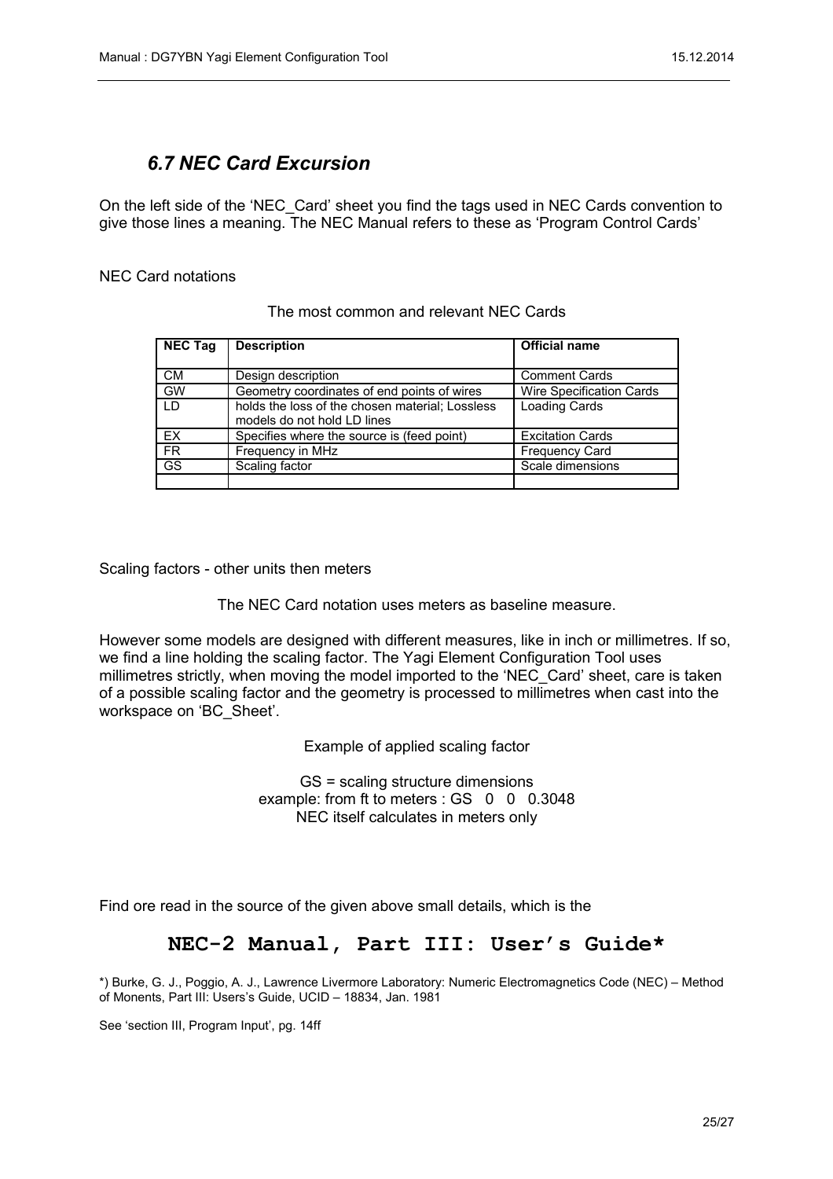## *6.7 NEC Card Excursion*

On the left side of the 'NEC_Card' sheet you find the tags used in NEC Cards convention to give those lines a meaning. The NEC Manual refers to these as 'Program Control Cards'

NEC Card notations

The most common and relevant NEC Cards

| NEC Tag | Description | Official name |
|---|---|---|
| CM | Design description | Comment Cards |
| GW | Geometry coordinates of end points of wires | Wire Specification Cards |
| LD | holds the loss of the chosen material; Lossless models do not hold LD lines | Loading Cards |
| EX | Specifies where the source is (feed point) | Excitation Cards |
| FR | Frequency in MHz | Frequency Card |
| GS | Scaling factor | Scale dimensions |
| | | |

Scaling factors - other units then meters

The NEC Card notation uses meters as baseline measure.

However some models are designed with different measures, like in inch or millimetres. If so, we find a line holding the scaling factor. The Yagi Element Configuration Tool uses millimetres strictly, when moving the model imported to the 'NEC_Card' sheet, care is taken of a possible scaling factor and the geometry is processed to millimetres when cast into the workspace on 'BC_Sheet'.

Example of applied scaling factor

GS = scaling structure dimensions
example: from ft to meters : GS 0 0 0.3048
NEC itself calculates in meters only

Find ore read in the source of the given above small details, which is the

## **NEC-2 Manual, Part III: User's Guide***

*) Burke, G. J., Poggio, A. J., Lawrence Livermore Laboratory: Numeric Electromagnetics Code (NEC) – Method of Monents, Part III: Users's Guide, UCID – 18834, Jan. 1981

See 'section III, Program Input', pg. 14ff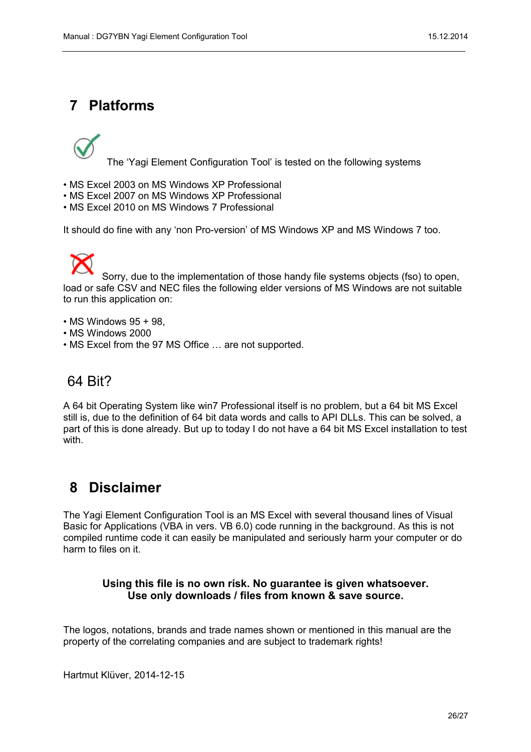# 7 Platforms

The 'Yagi Element Configuration Tool' is tested on the following systems

- MS Excel 2003 on MS Windows XP Professional
- MS Excel 2007 on MS Windows XP Professional
- MS Excel 2010 on MS Windows 7 Professional

It should do fine with any 'non Pro-version' of MS Windows XP and MS Windows 7 too.

Sorry, due to the implementation of those handy file systems objects (fso) to open, load or safe CSV and NEC files the following elder versions of MS Windows are not suitable to run this application on:

- MS Windows 95 + 98,
- MS Windows 2000
- MS Excel from the 97 MS Office … are not supported.

## 64 Bit?

A 64 bit Operating System like win7 Professional itself is no problem, but a 64 bit MS Excel still is, due to the definition of 64 bit data words and calls to API DLLs. This can be solved, a part of this is done already. But up to today I do not have a 64 bit MS Excel installation to test with.

# 8 Disclaimer

The Yagi Element Configuration Tool is an MS Excel with several thousand lines of Visual Basic for Applications (VBA in vers. VB 6.0) code running in the background. As this is not compiled runtime code it can easily be manipulated and seriously harm your computer or do harm to files on it.

**Using this file is no own risk. No guarantee is given whatsoever.**
**Use only downloads / files from known & save source.**

The logos, notations, brands and trade names shown or mentioned in this manual are the property of the correlating companies and are subject to trademark rights!

Hartmut Klüver, 2014-12-15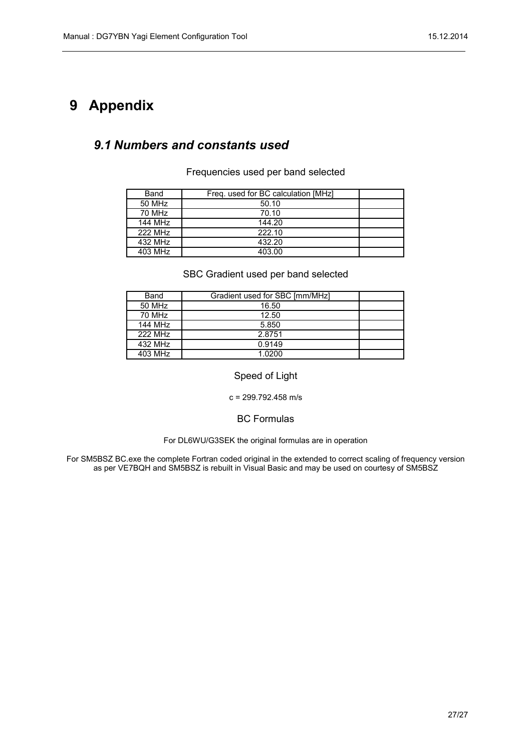# 9 Appendix

## *9.1 Numbers and constants used*

Frequencies used per band selected

| Band | Freq. used for BC calculation [MHz] | |
|---|---|---|
| 50 MHz | 50.10 | |
| 70 MHz | 70.10 | |
| 144 MHz | 144.20 | |
| 222 MHz | 222.10 | |
| 432 MHz | 432.20 | |
| 403 MHz | 403.00 | |

SBC Gradient used per band selected

| Band | Gradient used for SBC [mm/MHz] | |
|---|---|---|
| 50 MHz | 16.50 | |
| 70 MHz | 12.50 | |
| 144 MHz | 5.850 | |
| 222 MHz | 2.8751 | |
| 432 MHz | 0.9149 | |
| 403 MHz | 1.0200 | |

Speed of Light

c = 299.792.458 m/s

BC Formulas

For DL6WU/G3SEK the original formulas are in operation

For SM5BSZ BC.exe the complete Fortran coded original in the extended to correct scaling of frequency version as per VE7BQH and SM5BSZ is rebuilt in Visual Basic and may be used on courtesy of SM5BSZ